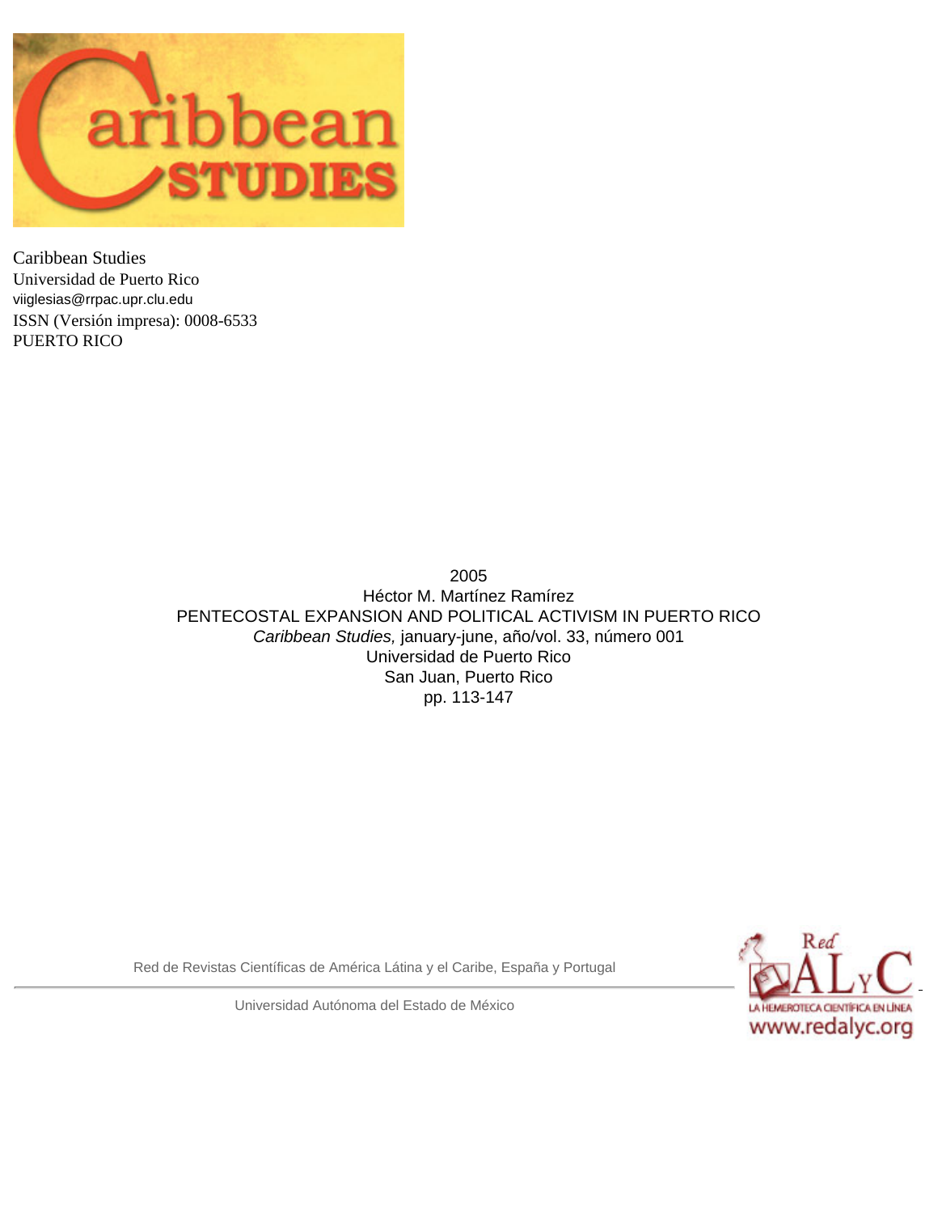Caribbean Studies
Universidad de Puerto Rico
viiglesias@rrpac.upr.clu.edu
ISSN (Versión impresa): 0008-6533
PUERTO RICO

2005
Héctor M. Martínez Ramírez
PENTECOSTAL EXPANSION AND POLITICAL ACTIVISM IN PUERTO RICO
*Caribbean Studies,* january-june, año/vol. 33, número 001
Universidad de Puerto Rico
San Juan, Puerto Rico
pp. 113-147

Red de Revistas Científicas de América Látina y el Caribe, España y Portugal

Universidad Autónoma del Estado de México

Red ALyC
LA HEMEROTECA CIENTÍFICA EN LÍNEA
www.redalyc.org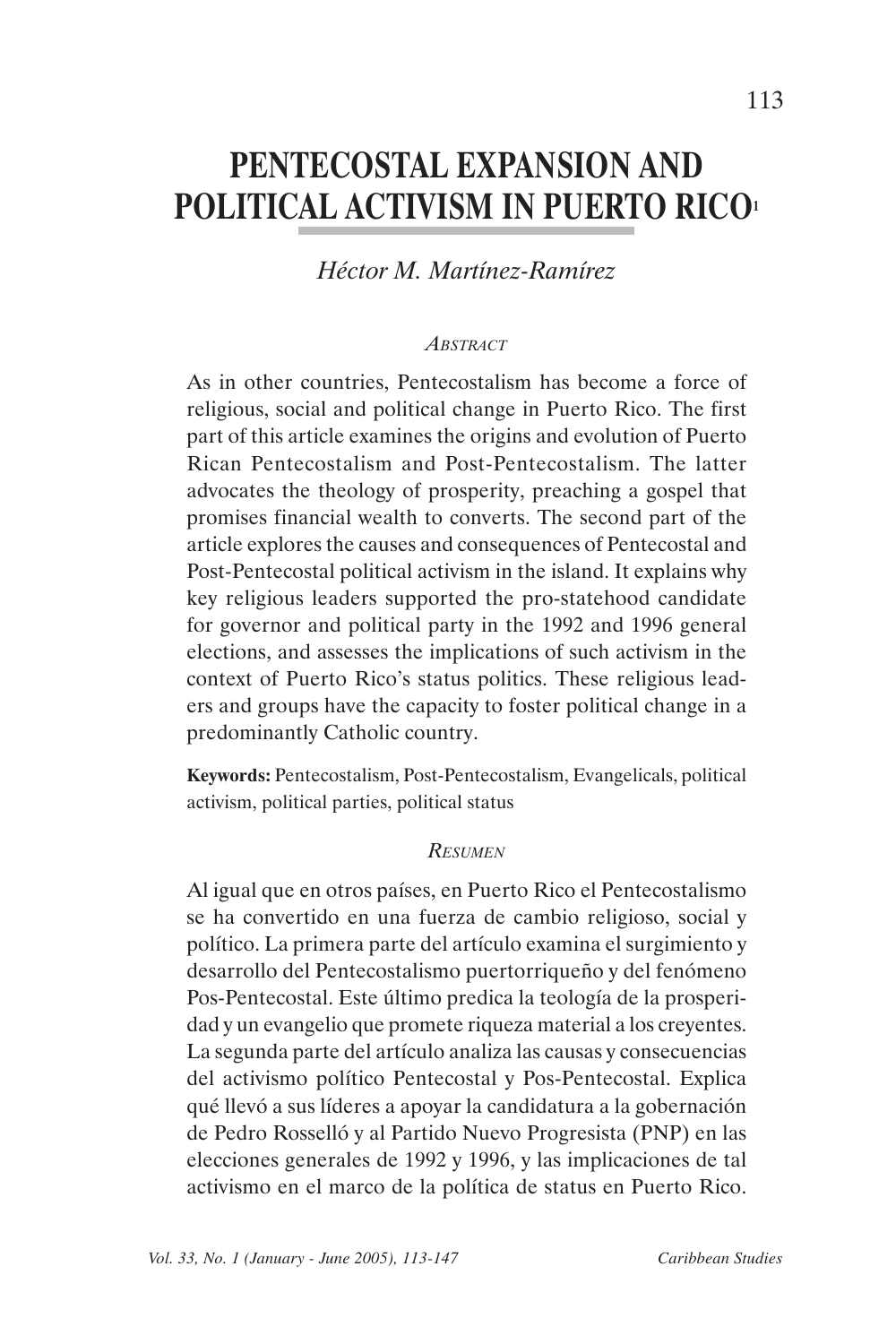# PENTECOSTAL EXPANSION AND POLITICAL ACTIVISM IN PUERTO RICO[1]

*Héctor M. Martínez-Ramírez*

### *ABSTRACT*

As in other countries, Pentecostalism has become a force of religious, social and political change in Puerto Rico. The first part of this article examines the origins and evolution of Puerto Rican Pentecostalism and Post-Pentecostalism. The latter advocates the theology of prosperity, preaching a gospel that promises financial wealth to converts. The second part of the article explores the causes and consequences of Pentecostal and Post-Pentecostal political activism in the island. It explains why key religious leaders supported the pro-statehood candidate for governor and political party in the 1992 and 1996 general elections, and assesses the implications of such activism in the context of Puerto Rico's status politics. These religious leaders and groups have the capacity to foster political change in a predominantly Catholic country.

**Keywords:** Pentecostalism, Post-Pentecostalism, Evangelicals, political activism, political parties, political status

### *RESUMEN*

Al igual que en otros países, en Puerto Rico el Pentecostalismo se ha convertido en una fuerza de cambio religioso, social y político. La primera parte del artículo examina el surgimiento y desarrollo del Pentecostalismo puertorriqueño y del fenómeno Pos-Pentecostal. Este último predica la teología de la prosperidad y un evangelio que promete riqueza material a los creyentes. La segunda parte del artículo analiza las causas y consecuencias del activismo político Pentecostal y Pos-Pentecostal. Explica qué llevó a sus líderes a apoyar la candidatura a la gobernación de Pedro Rosselló y al Partido Nuevo Progresista (PNP) en las elecciones generales de 1992 y 1996, y las implicaciones de tal activismo en el marco de la política de status en Puerto Rico.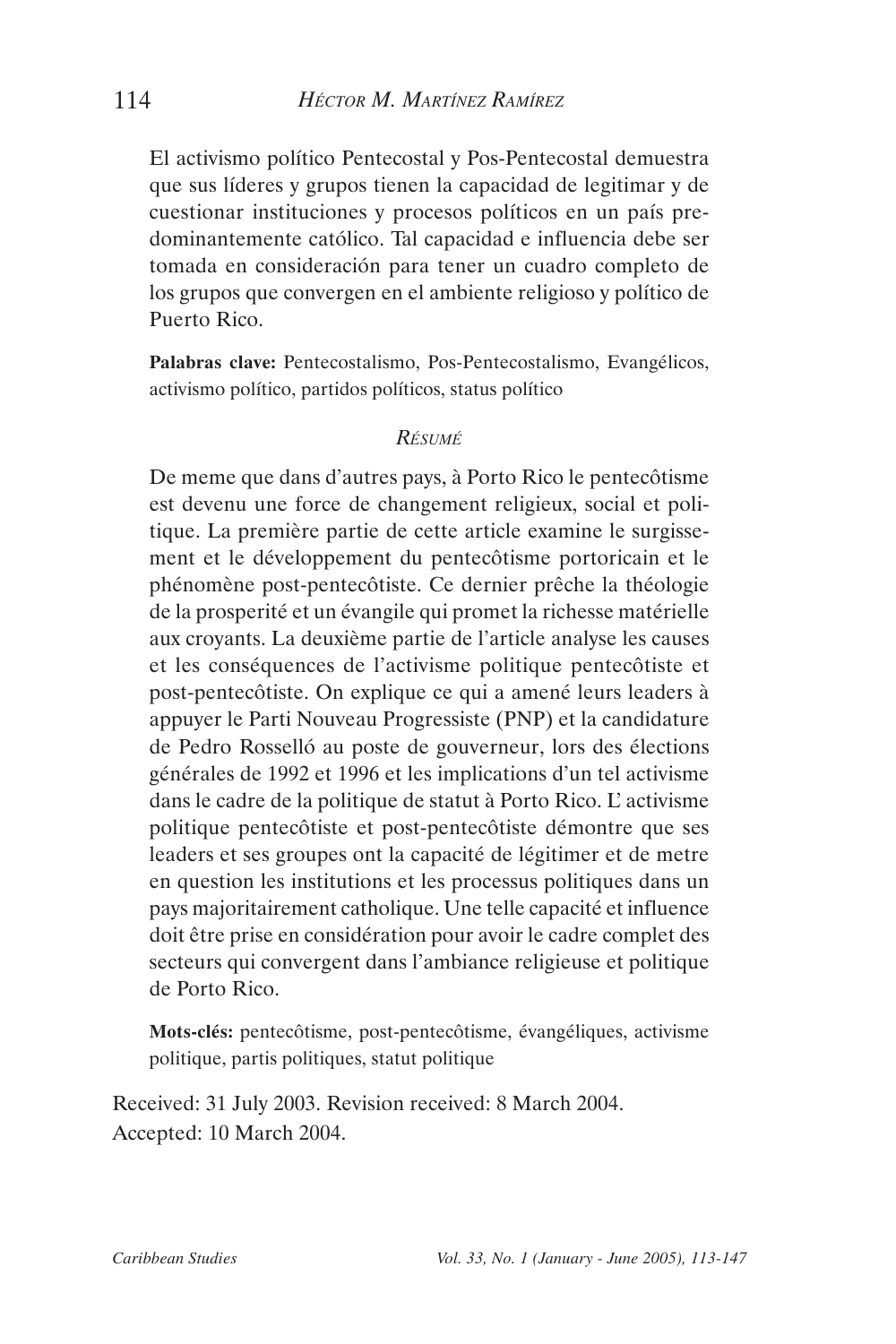El activismo político Pentecostal y Pos-Pentecostal demuestra que sus líderes y grupos tienen la capacidad de legitimar y de cuestionar instituciones y procesos políticos en un país predominantemente católico. Tal capacidad e influencia debe ser tomada en consideración para tener un cuadro completo de los grupos que convergen en el ambiente religioso y político de Puerto Rico.

**Palabras clave:** Pentecostalismo, Pos-Pentecostalismo, Evangélicos, activismo político, partidos políticos, status político

*RÉSUMÉ*

De meme que dans d'autres pays, à Porto Rico le pentecôtisme est devenu une force de changement religieux, social et politique. La première partie de cette article examine le surgissement et le développement du pentecôtisme portoricain et le phénomène post-pentecôtiste. Ce dernier prêche la théologie de la prosperité et un évangile qui promet la richesse matérielle aux croyants. La deuxième partie de l'article analyse les causes et les conséquences de l'activisme politique pentecôtiste et post-pentecôtiste. On explique ce qui a amené leurs leaders à appuyer le Parti Nouveau Progressiste (PNP) et la candidature de Pedro Rosselló au poste de gouverneur, lors des élections générales de 1992 et 1996 et les implications d'un tel activisme dans le cadre de la politique de statut à Porto Rico. L' activisme politique pentecôtiste et post-pentecôtiste démontre que ses leaders et ses groupes ont la capacité de légitimer et de metre en question les institutions et les processus politiques dans un pays majoritairement catholique. Une telle capacité et influence doit être prise en considération pour avoir le cadre complet des secteurs qui convergent dans l'ambiance religieuse et politique de Porto Rico.

**Mots-clés:** pentecôtisme, post-pentecôtisme, évangéliques, activisme politique, partis politiques, statut politique

Received: 31 July 2003. Revision received: 8 March 2004.
Accepted: 10 March 2004.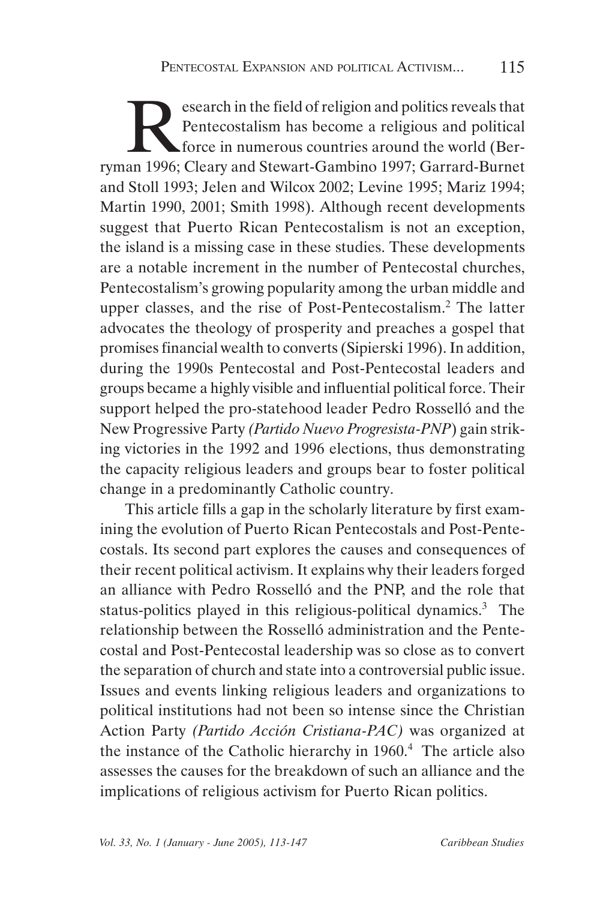Research in the field of religion and politics reveals that Pentecostalism has become a religious and political force in numerous countries around the world (Berryman 1996; Cleary and Stewart-Gambino 1997; Garrard-Burnet and Stoll 1993; Jelen and Wilcox 2002; Levine 1995; Mariz 1994; Martin 1990, 2001; Smith 1998). Although recent developments suggest that Puerto Rican Pentecostalism is not an exception, the island is a missing case in these studies. These developments are a notable increment in the number of Pentecostal churches, Pentecostalism's growing popularity among the urban middle and upper classes, and the rise of Post-Pentecostalism.[2] The latter advocates the theology of prosperity and preaches a gospel that promises financial wealth to converts (Sipierski 1996). In addition, during the 1990s Pentecostal and Post-Pentecostal leaders and groups became a highly visible and influential political force. Their support helped the pro-statehood leader Pedro Rosselló and the New Progressive Party *(Partido Nuevo Progresista-PNP*) gain striking victories in the 1992 and 1996 elections, thus demonstrating the capacity religious leaders and groups bear to foster political change in a predominantly Catholic country.

This article fills a gap in the scholarly literature by first examining the evolution of Puerto Rican Pentecostals and Post-Pentecostals. Its second part explores the causes and consequences of their recent political activism. It explains why their leaders forged an alliance with Pedro Rosselló and the PNP, and the role that status-politics played in this religious-political dynamics.[3] The relationship between the Rosselló administration and the Pentecostal and Post-Pentecostal leadership was so close as to convert the separation of church and state into a controversial public issue. Issues and events linking religious leaders and organizations to political institutions had not been so intense since the Christian Action Party *(Partido Acción Cristiana-PAC)* was organized at the instance of the Catholic hierarchy in 1960.[4] The article also assesses the causes for the breakdown of such an alliance and the implications of religious activism for Puerto Rican politics.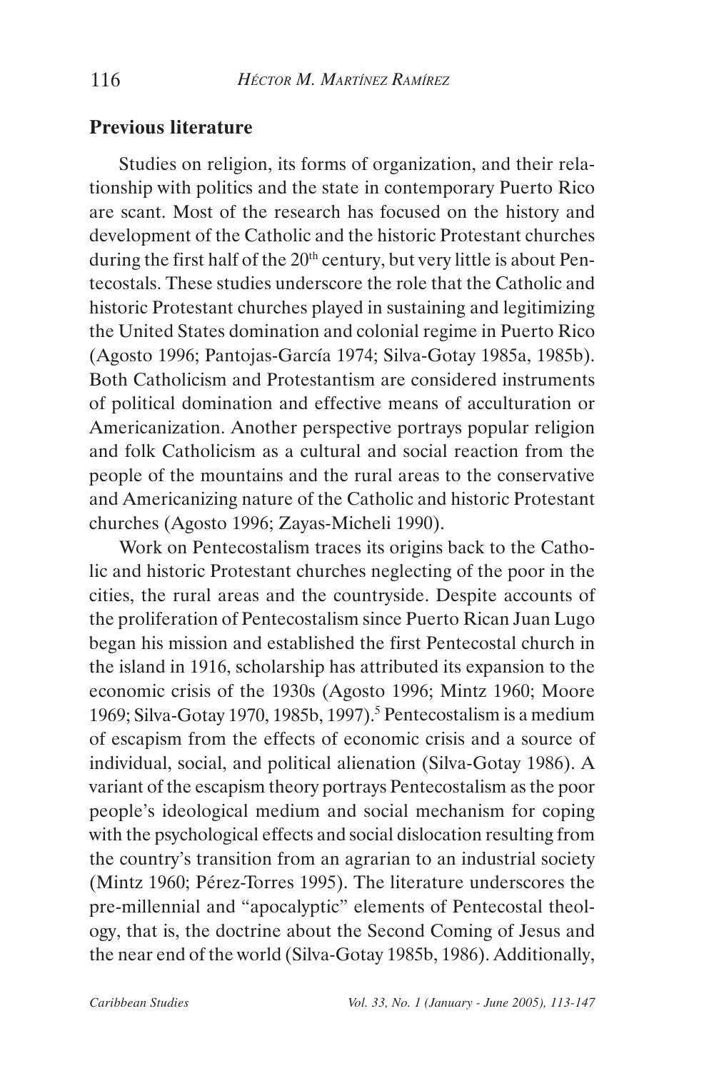## Previous literature

Studies on religion, its forms of organization, and their relationship with politics and the state in contemporary Puerto Rico are scant. Most of the research has focused on the history and development of the Catholic and the historic Protestant churches during the first half of the 20th century, but very little is about Pentecostals. These studies underscore the role that the Catholic and historic Protestant churches played in sustaining and legitimizing the United States domination and colonial regime in Puerto Rico (Agosto 1996; Pantojas-García 1974; Silva-Gotay 1985a, 1985b). Both Catholicism and Protestantism are considered instruments of political domination and effective means of acculturation or Americanization. Another perspective portrays popular religion and folk Catholicism as a cultural and social reaction from the people of the mountains and the rural areas to the conservative and Americanizing nature of the Catholic and historic Protestant churches (Agosto 1996; Zayas-Micheli 1990).

Work on Pentecostalism traces its origins back to the Catholic and historic Protestant churches neglecting of the poor in the cities, the rural areas and the countryside. Despite accounts of the proliferation of Pentecostalism since Puerto Rican Juan Lugo began his mission and established the first Pentecostal church in the island in 1916, scholarship has attributed its expansion to the economic crisis of the 1930s (Agosto 1996; Mintz 1960; Moore 1969; Silva-Gotay 1970, 1985b, 1997).[5] Pentecostalism is a medium of escapism from the effects of economic crisis and a source of individual, social, and political alienation (Silva-Gotay 1986). A variant of the escapism theory portrays Pentecostalism as the poor people's ideological medium and social mechanism for coping with the psychological effects and social dislocation resulting from the country's transition from an agrarian to an industrial society (Mintz 1960; Pérez-Torres 1995). The literature underscores the pre-millennial and "apocalyptic" elements of Pentecostal theology, that is, the doctrine about the Second Coming of Jesus and the near end of the world (Silva-Gotay 1985b, 1986). Additionally,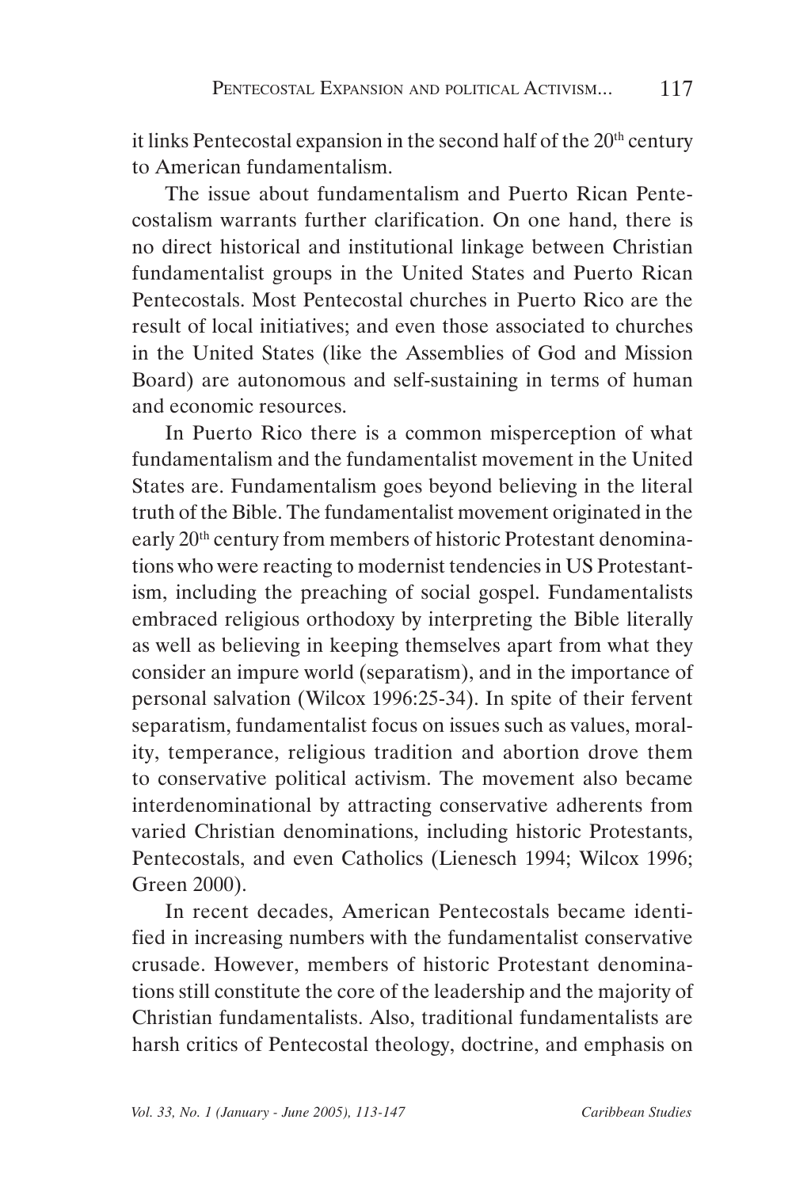it links Pentecostal expansion in the second half of the 20th century to American fundamentalism.

The issue about fundamentalism and Puerto Rican Pentecostalism warrants further clarification. On one hand, there is no direct historical and institutional linkage between Christian fundamentalist groups in the United States and Puerto Rican Pentecostals. Most Pentecostal churches in Puerto Rico are the result of local initiatives; and even those associated to churches in the United States (like the Assemblies of God and Mission Board) are autonomous and self-sustaining in terms of human and economic resources.

In Puerto Rico there is a common misperception of what fundamentalism and the fundamentalist movement in the United States are. Fundamentalism goes beyond believing in the literal truth of the Bible. The fundamentalist movement originated in the early 20th century from members of historic Protestant denominations who were reacting to modernist tendencies in US Protestantism, including the preaching of social gospel. Fundamentalists embraced religious orthodoxy by interpreting the Bible literally as well as believing in keeping themselves apart from what they consider an impure world (separatism), and in the importance of personal salvation (Wilcox 1996:25-34). In spite of their fervent separatism, fundamentalist focus on issues such as values, morality, temperance, religious tradition and abortion drove them to conservative political activism. The movement also became interdenominational by attracting conservative adherents from varied Christian denominations, including historic Protestants, Pentecostals, and even Catholics (Lienesch 1994; Wilcox 1996; Green 2000).

In recent decades, American Pentecostals became identified in increasing numbers with the fundamentalist conservative crusade. However, members of historic Protestant denominations still constitute the core of the leadership and the majority of Christian fundamentalists. Also, traditional fundamentalists are harsh critics of Pentecostal theology, doctrine, and emphasis on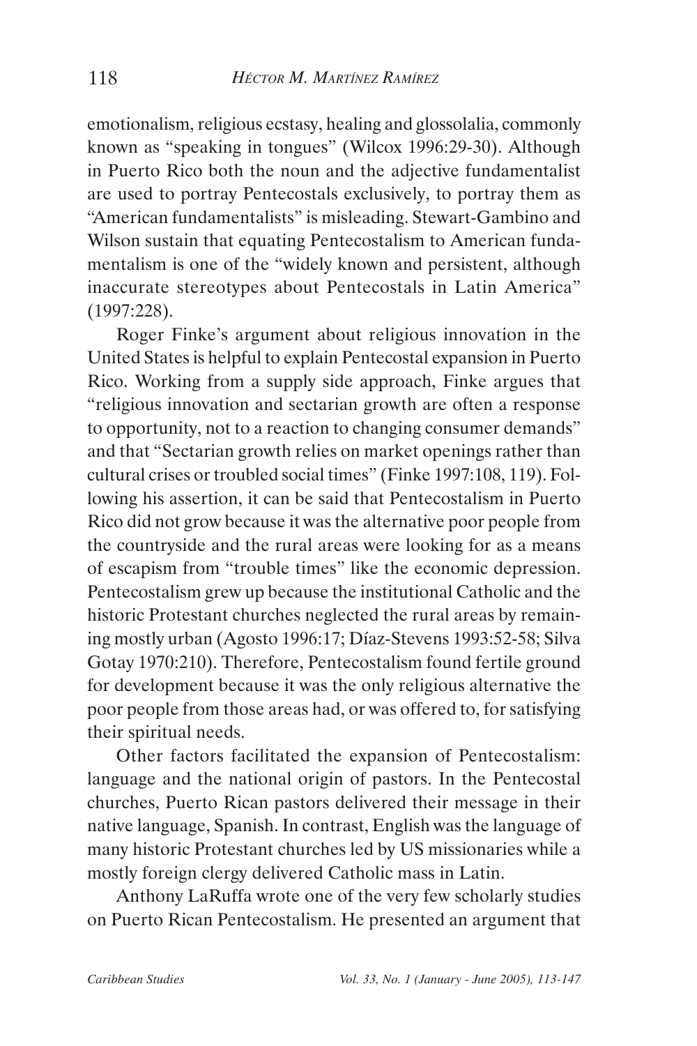emotionalism, religious ecstasy, healing and glossolalia, commonly known as "speaking in tongues" (Wilcox 1996:29-30). Although in Puerto Rico both the noun and the adjective fundamentalist are used to portray Pentecostals exclusively, to portray them as "American fundamentalists" is misleading. Stewart-Gambino and Wilson sustain that equating Pentecostalism to American fundamentalism is one of the "widely known and persistent, although inaccurate stereotypes about Pentecostals in Latin America" (1997:228).

Roger Finke's argument about religious innovation in the United States is helpful to explain Pentecostal expansion in Puerto Rico. Working from a supply side approach, Finke argues that "religious innovation and sectarian growth are often a response to opportunity, not to a reaction to changing consumer demands" and that "Sectarian growth relies on market openings rather than cultural crises or troubled social times" (Finke 1997:108, 119). Following his assertion, it can be said that Pentecostalism in Puerto Rico did not grow because it was the alternative poor people from the countryside and the rural areas were looking for as a means of escapism from "trouble times" like the economic depression. Pentecostalism grew up because the institutional Catholic and the historic Protestant churches neglected the rural areas by remaining mostly urban (Agosto 1996:17; Díaz-Stevens 1993:52-58; Silva Gotay 1970:210). Therefore, Pentecostalism found fertile ground for development because it was the only religious alternative the poor people from those areas had, or was offered to, for satisfying their spiritual needs.

Other factors facilitated the expansion of Pentecostalism: language and the national origin of pastors. In the Pentecostal churches, Puerto Rican pastors delivered their message in their native language, Spanish. In contrast, English was the language of many historic Protestant churches led by US missionaries while a mostly foreign clergy delivered Catholic mass in Latin.

Anthony LaRuffa wrote one of the very few scholarly studies on Puerto Rican Pentecostalism. He presented an argument that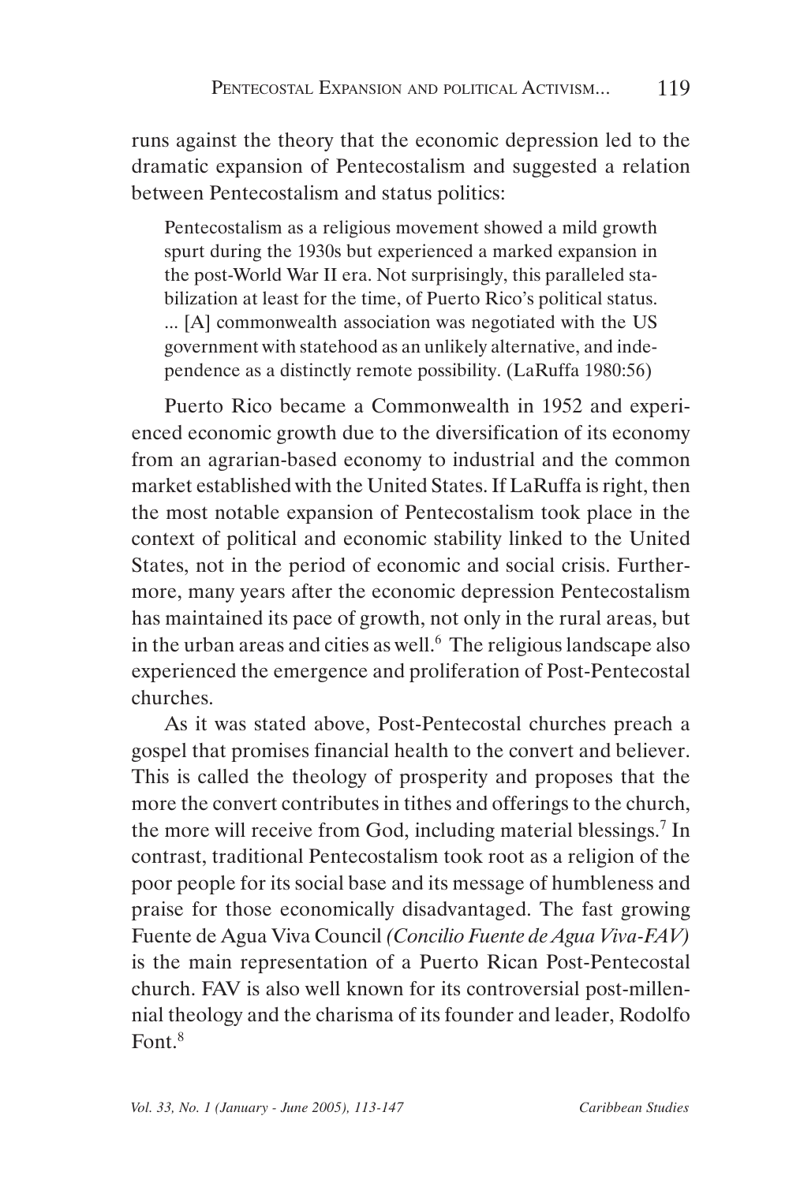runs against the theory that the economic depression led to the dramatic expansion of Pentecostalism and suggested a relation between Pentecostalism and status politics:

> Pentecostalism as a religious movement showed a mild growth spurt during the 1930s but experienced a marked expansion in the post-World War II era. Not surprisingly, this paralleled stabilization at least for the time, of Puerto Rico's political status. ... [A] commonwealth association was negotiated with the US government with statehood as an unlikely alternative, and independence as a distinctly remote possibility. (LaRuffa 1980:56)

Puerto Rico became a Commonwealth in 1952 and experienced economic growth due to the diversification of its economy from an agrarian-based economy to industrial and the common market established with the United States. If LaRuffa is right, then the most notable expansion of Pentecostalism took place in the context of political and economic stability linked to the United States, not in the period of economic and social crisis. Furthermore, many years after the economic depression Pentecostalism has maintained its pace of growth, not only in the rural areas, but in the urban areas and cities as well.[6] The religious landscape also experienced the emergence and proliferation of Post-Pentecostal churches.

As it was stated above, Post-Pentecostal churches preach a gospel that promises financial health to the convert and believer. This is called the theology of prosperity and proposes that the more the convert contributes in tithes and offerings to the church, the more will receive from God, including material blessings.[7] In contrast, traditional Pentecostalism took root as a religion of the poor people for its social base and its message of humbleness and praise for those economically disadvantaged. The fast growing Fuente de Agua Viva Council *(Concilio Fuente de Agua Viva-FAV)* is the main representation of a Puerto Rican Post-Pentecostal church. FAV is also well known for its controversial post-millennial theology and the charisma of its founder and leader, Rodolfo Font.[8]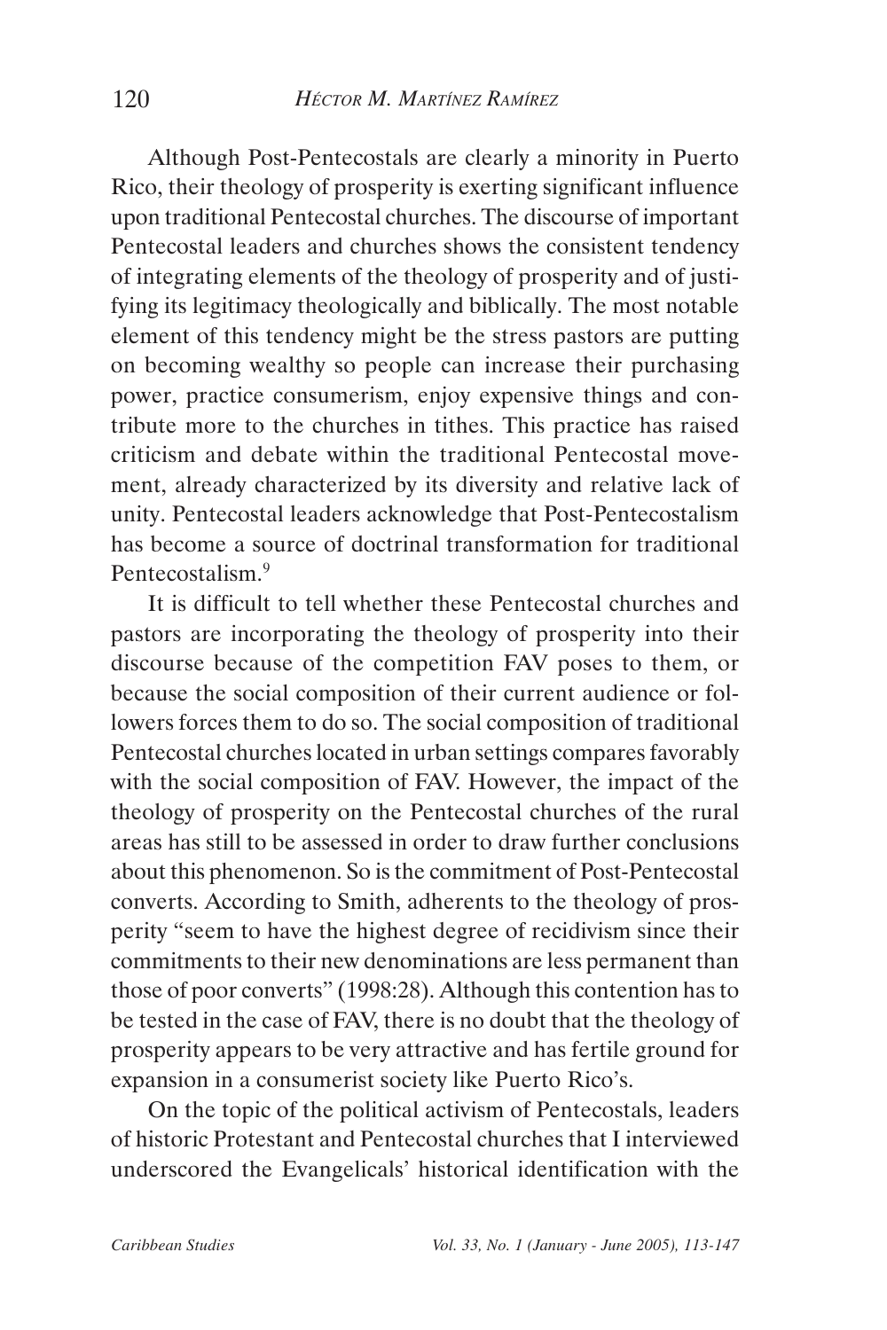Although Post-Pentecostals are clearly a minority in Puerto Rico, their theology of prosperity is exerting significant influence upon traditional Pentecostal churches. The discourse of important Pentecostal leaders and churches shows the consistent tendency of integrating elements of the theology of prosperity and of justifying its legitimacy theologically and biblically. The most notable element of this tendency might be the stress pastors are putting on becoming wealthy so people can increase their purchasing power, practice consumerism, enjoy expensive things and contribute more to the churches in tithes. This practice has raised criticism and debate within the traditional Pentecostal movement, already characterized by its diversity and relative lack of unity. Pentecostal leaders acknowledge that Post-Pentecostalism has become a source of doctrinal transformation for traditional Pentecostalism.[9]

It is difficult to tell whether these Pentecostal churches and pastors are incorporating the theology of prosperity into their discourse because of the competition FAV poses to them, or because the social composition of their current audience or followers forces them to do so. The social composition of traditional Pentecostal churches located in urban settings compares favorably with the social composition of FAV. However, the impact of the theology of prosperity on the Pentecostal churches of the rural areas has still to be assessed in order to draw further conclusions about this phenomenon. So is the commitment of Post-Pentecostal converts. According to Smith, adherents to the theology of prosperity "seem to have the highest degree of recidivism since their commitments to their new denominations are less permanent than those of poor converts" (1998:28). Although this contention has to be tested in the case of FAV, there is no doubt that the theology of prosperity appears to be very attractive and has fertile ground for expansion in a consumerist society like Puerto Rico's.

On the topic of the political activism of Pentecostals, leaders of historic Protestant and Pentecostal churches that I interviewed underscored the Evangelicals' historical identification with the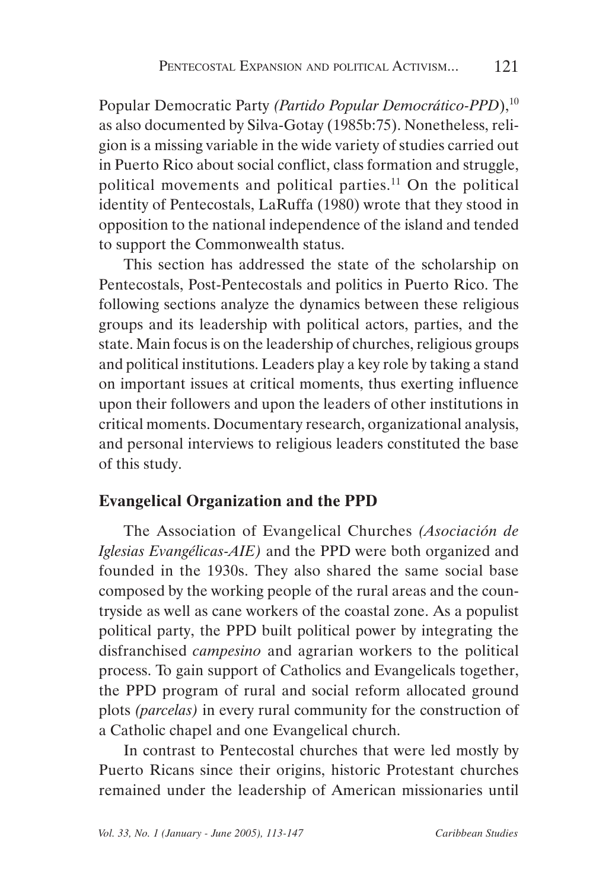Popular Democratic Party *(Partido Popular Democrático-PPD)*,[10] as also documented by Silva-Gotay (1985b:75). Nonetheless, religion is a missing variable in the wide variety of studies carried out in Puerto Rico about social conflict, class formation and struggle, political movements and political parties.[11] On the political identity of Pentecostals, LaRuffa (1980) wrote that they stood in opposition to the national independence of the island and tended to support the Commonwealth status.

This section has addressed the state of the scholarship on Pentecostals, Post-Pentecostals and politics in Puerto Rico. The following sections analyze the dynamics between these religious groups and its leadership with political actors, parties, and the state. Main focus is on the leadership of churches, religious groups and political institutions. Leaders play a key role by taking a stand on important issues at critical moments, thus exerting influence upon their followers and upon the leaders of other institutions in critical moments. Documentary research, organizational analysis, and personal interviews to religious leaders constituted the base of this study.

## Evangelical Organization and the PPD

The Association of Evangelical Churches *(Asociación de Iglesias Evangélicas-AIE)* and the PPD were both organized and founded in the 1930s. They also shared the same social base composed by the working people of the rural areas and the countryside as well as cane workers of the coastal zone. As a populist political party, the PPD built political power by integrating the disfranchised *campesino* and agrarian workers to the political process. To gain support of Catholics and Evangelicals together, the PPD program of rural and social reform allocated ground plots *(parcelas)* in every rural community for the construction of a Catholic chapel and one Evangelical church.

In contrast to Pentecostal churches that were led mostly by Puerto Ricans since their origins, historic Protestant churches remained under the leadership of American missionaries until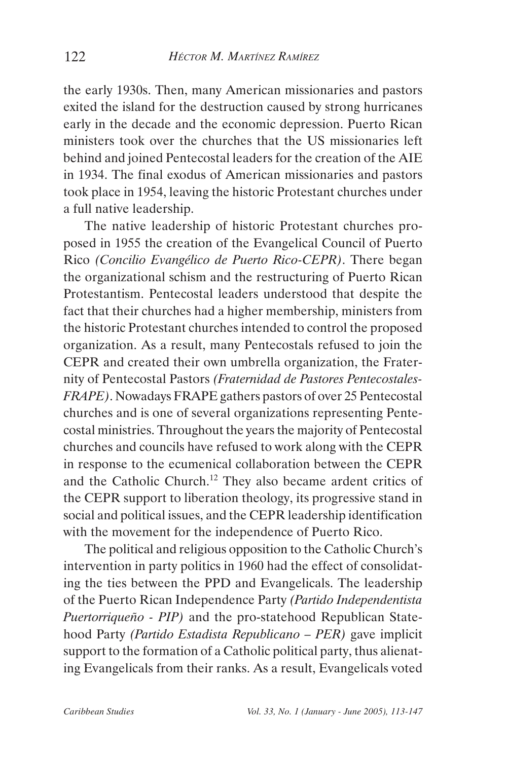the early 1930s. Then, many American missionaries and pastors exited the island for the destruction caused by strong hurricanes early in the decade and the economic depression. Puerto Rican ministers took over the churches that the US missionaries left behind and joined Pentecostal leaders for the creation of the AIE in 1934. The final exodus of American missionaries and pastors took place in 1954, leaving the historic Protestant churches under a full native leadership.

The native leadership of historic Protestant churches proposed in 1955 the creation of the Evangelical Council of Puerto Rico *(Concilio Evangélico de Puerto Rico-CEPR)*. There began the organizational schism and the restructuring of Puerto Rican Protestantism. Pentecostal leaders understood that despite the fact that their churches had a higher membership, ministers from the historic Protestant churches intended to control the proposed organization. As a result, many Pentecostals refused to join the CEPR and created their own umbrella organization, the Fraternity of Pentecostal Pastors *(Fraternidad de Pastores Pentecostales-FRAPE)*. Nowadays FRAPE gathers pastors of over 25 Pentecostal churches and is one of several organizations representing Pentecostal ministries. Throughout the years the majority of Pentecostal churches and councils have refused to work along with the CEPR in response to the ecumenical collaboration between the CEPR and the Catholic Church.[12] They also became ardent critics of the CEPR support to liberation theology, its progressive stand in social and political issues, and the CEPR leadership identification with the movement for the independence of Puerto Rico.

The political and religious opposition to the Catholic Church's intervention in party politics in 1960 had the effect of consolidating the ties between the PPD and Evangelicals. The leadership of the Puerto Rican Independence Party *(Partido Independentista Puertorriqueño - PIP)* and the pro-statehood Republican Statehood Party *(Partido Estadista Republicano – PER)* gave implicit support to the formation of a Catholic political party, thus alienating Evangelicals from their ranks. As a result, Evangelicals voted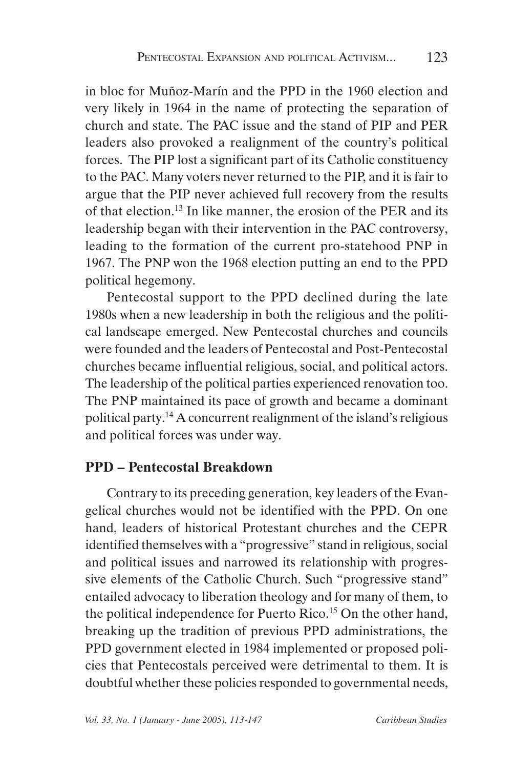in bloc for Muñoz-Marín and the PPD in the 1960 election and very likely in 1964 in the name of protecting the separation of church and state. The PAC issue and the stand of PIP and PER leaders also provoked a realignment of the country's political forces. The PIP lost a significant part of its Catholic constituency to the PAC. Many voters never returned to the PIP, and it is fair to argue that the PIP never achieved full recovery from the results of that election.[13] In like manner, the erosion of the PER and its leadership began with their intervention in the PAC controversy, leading to the formation of the current pro-statehood PNP in 1967. The PNP won the 1968 election putting an end to the PPD political hegemony.

Pentecostal support to the PPD declined during the late 1980s when a new leadership in both the religious and the political landscape emerged. New Pentecostal churches and councils were founded and the leaders of Pentecostal and Post-Pentecostal churches became influential religious, social, and political actors. The leadership of the political parties experienced renovation too. The PNP maintained its pace of growth and became a dominant political party.[14] A concurrent realignment of the island's religious and political forces was under way.

## PPD – Pentecostal Breakdown

Contrary to its preceding generation, key leaders of the Evangelical churches would not be identified with the PPD. On one hand, leaders of historical Protestant churches and the CEPR identified themselves with a "progressive" stand in religious, social and political issues and narrowed its relationship with progressive elements of the Catholic Church. Such "progressive stand" entailed advocacy to liberation theology and for many of them, to the political independence for Puerto Rico.[15] On the other hand, breaking up the tradition of previous PPD administrations, the PPD government elected in 1984 implemented or proposed policies that Pentecostals perceived were detrimental to them. It is doubtful whether these policies responded to governmental needs,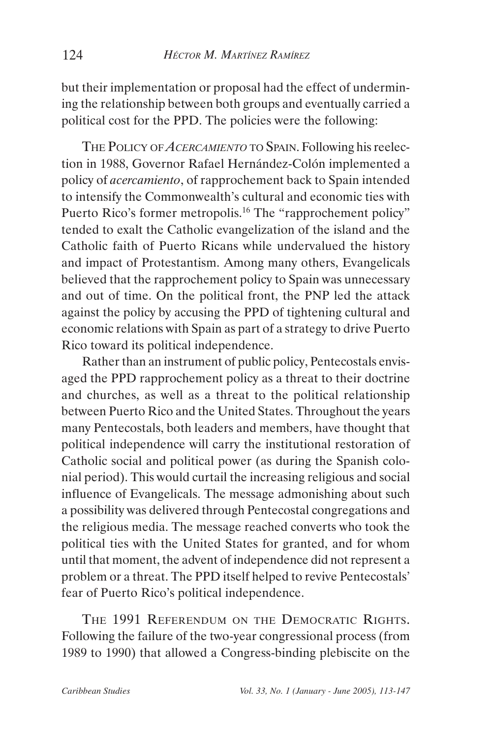but their implementation or proposal had the effect of undermining the relationship between both groups and eventually carried a political cost for the PPD. The policies were the following:

THE POLICY OF *ACERCAMIENTO* TO SPAIN. Following his reelection in 1988, Governor Rafael Hernández-Colón implemented a policy of *acercamiento*, of rapprochement back to Spain intended to intensify the Commonwealth's cultural and economic ties with Puerto Rico's former metropolis.[16] The "rapprochement policy" tended to exalt the Catholic evangelization of the island and the Catholic faith of Puerto Ricans while undervalued the history and impact of Protestantism. Among many others, Evangelicals believed that the rapprochement policy to Spain was unnecessary and out of time. On the political front, the PNP led the attack against the policy by accusing the PPD of tightening cultural and economic relations with Spain as part of a strategy to drive Puerto Rico toward its political independence.

Rather than an instrument of public policy, Pentecostals envisaged the PPD rapprochement policy as a threat to their doctrine and churches, as well as a threat to the political relationship between Puerto Rico and the United States. Throughout the years many Pentecostals, both leaders and members, have thought that political independence will carry the institutional restoration of Catholic social and political power (as during the Spanish colonial period). This would curtail the increasing religious and social influence of Evangelicals. The message admonishing about such a possibility was delivered through Pentecostal congregations and the religious media. The message reached converts who took the political ties with the United States for granted, and for whom until that moment, the advent of independence did not represent a problem or a threat. The PPD itself helped to revive Pentecostals' fear of Puerto Rico's political independence.

THE 1991 REFERENDUM ON THE DEMOCRATIC RIGHTS. Following the failure of the two-year congressional process (from 1989 to 1990) that allowed a Congress-binding plebiscite on the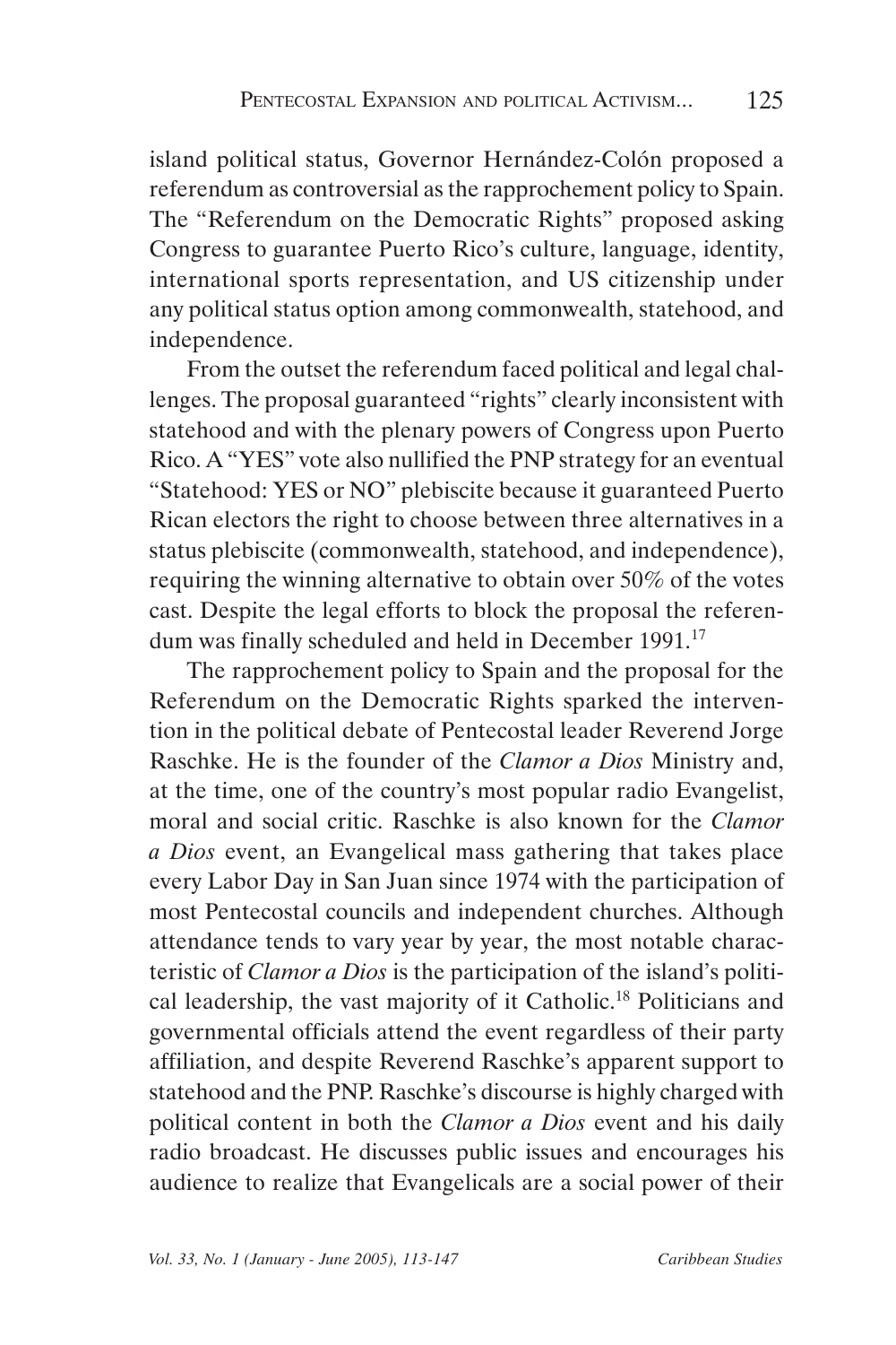island political status, Governor Hernández-Colón proposed a referendum as controversial as the rapprochement policy to Spain. The "Referendum on the Democratic Rights" proposed asking Congress to guarantee Puerto Rico's culture, language, identity, international sports representation, and US citizenship under any political status option among commonwealth, statehood, and independence.

From the outset the referendum faced political and legal challenges. The proposal guaranteed "rights" clearly inconsistent with statehood and with the plenary powers of Congress upon Puerto Rico. A "YES" vote also nullified the PNP strategy for an eventual "Statehood: YES or NO" plebiscite because it guaranteed Puerto Rican electors the right to choose between three alternatives in a status plebiscite (commonwealth, statehood, and independence), requiring the winning alternative to obtain over 50% of the votes cast. Despite the legal efforts to block the proposal the referendum was finally scheduled and held in December 1991.[17]

The rapprochement policy to Spain and the proposal for the Referendum on the Democratic Rights sparked the intervention in the political debate of Pentecostal leader Reverend Jorge Raschke. He is the founder of the *Clamor a Dios* Ministry and, at the time, one of the country's most popular radio Evangelist, moral and social critic. Raschke is also known for the *Clamor a Dios* event, an Evangelical mass gathering that takes place every Labor Day in San Juan since 1974 with the participation of most Pentecostal councils and independent churches. Although attendance tends to vary year by year, the most notable characteristic of *Clamor a Dios* is the participation of the island's political leadership, the vast majority of it Catholic.[18] Politicians and governmental officials attend the event regardless of their party affiliation, and despite Reverend Raschke's apparent support to statehood and the PNP. Raschke's discourse is highly charged with political content in both the *Clamor a Dios* event and his daily radio broadcast. He discusses public issues and encourages his audience to realize that Evangelicals are a social power of their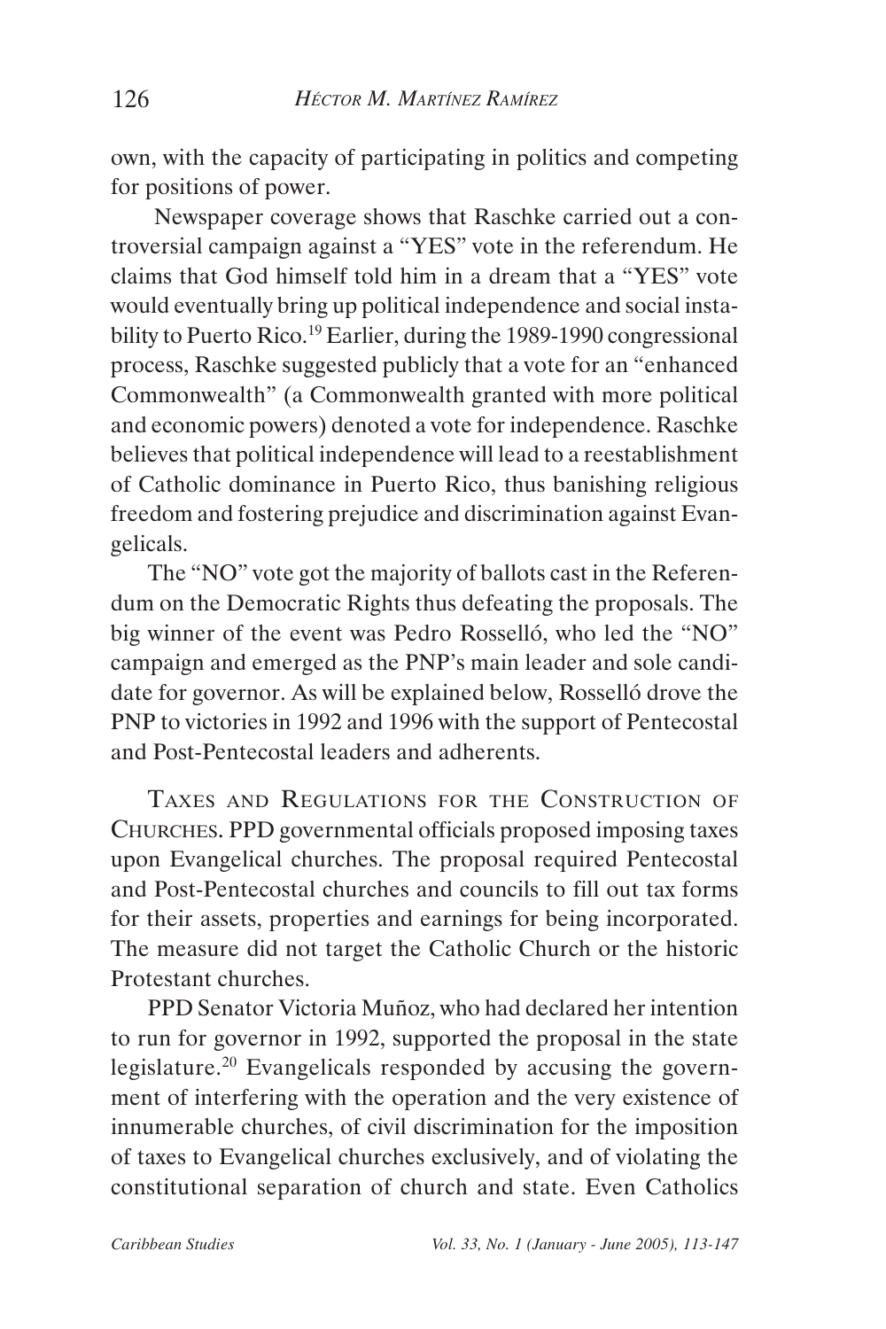own, with the capacity of participating in politics and competing for positions of power.

Newspaper coverage shows that Raschke carried out a controversial campaign against a "YES" vote in the referendum. He claims that God himself told him in a dream that a "YES" vote would eventually bring up political independence and social instability to Puerto Rico.[19] Earlier, during the 1989-1990 congressional process, Raschke suggested publicly that a vote for an "enhanced Commonwealth" (a Commonwealth granted with more political and economic powers) denoted a vote for independence. Raschke believes that political independence will lead to a reestablishment of Catholic dominance in Puerto Rico, thus banishing religious freedom and fostering prejudice and discrimination against Evangelicals.

The "NO" vote got the majority of ballots cast in the Referendum on the Democratic Rights thus defeating the proposals. The big winner of the event was Pedro Rosselló, who led the "NO" campaign and emerged as the PNP's main leader and sole candidate for governor. As will be explained below, Rosselló drove the PNP to victories in 1992 and 1996 with the support of Pentecostal and Post-Pentecostal leaders and adherents.

TAXES AND REGULATIONS FOR THE CONSTRUCTION OF CHURCHES. PPD governmental officials proposed imposing taxes upon Evangelical churches. The proposal required Pentecostal and Post-Pentecostal churches and councils to fill out tax forms for their assets, properties and earnings for being incorporated. The measure did not target the Catholic Church or the historic Protestant churches.

PPD Senator Victoria Muñoz, who had declared her intention to run for governor in 1992, supported the proposal in the state legislature.[20] Evangelicals responded by accusing the government of interfering with the operation and the very existence of innumerable churches, of civil discrimination for the imposition of taxes to Evangelical churches exclusively, and of violating the constitutional separation of church and state. Even Catholics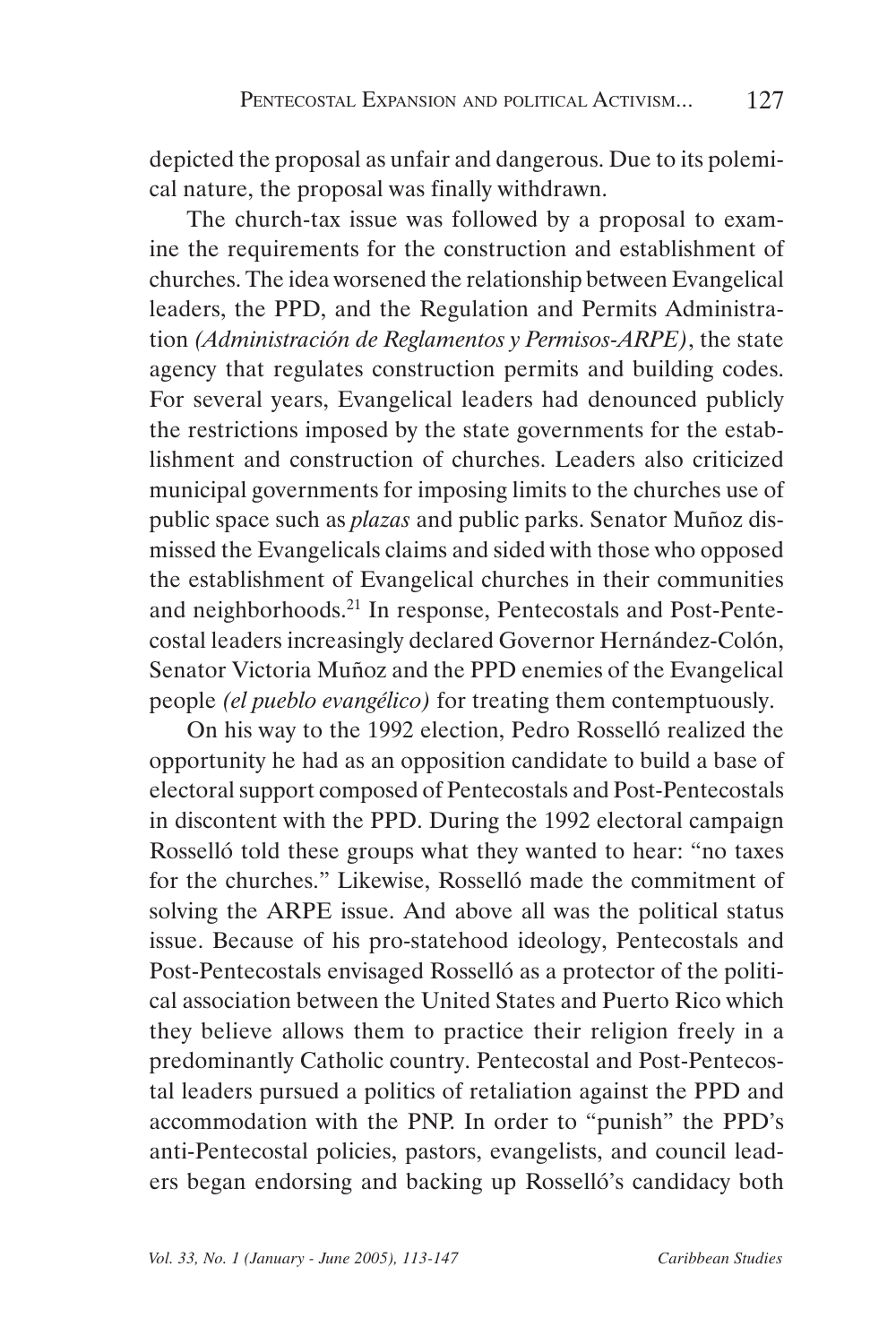depicted the proposal as unfair and dangerous. Due to its polemical nature, the proposal was finally withdrawn.

The church-tax issue was followed by a proposal to examine the requirements for the construction and establishment of churches. The idea worsened the relationship between Evangelical leaders, the PPD, and the Regulation and Permits Administration *(Administración de Reglamentos y Permisos-ARPE)*, the state agency that regulates construction permits and building codes. For several years, Evangelical leaders had denounced publicly the restrictions imposed by the state governments for the establishment and construction of churches. Leaders also criticized municipal governments for imposing limits to the churches use of public space such as *plazas* and public parks. Senator Muñoz dismissed the Evangelicals claims and sided with those who opposed the establishment of Evangelical churches in their communities and neighborhoods.[21] In response, Pentecostals and Post-Pentecostal leaders increasingly declared Governor Hernández-Colón, Senator Victoria Muñoz and the PPD enemies of the Evangelical people *(el pueblo evangélico)* for treating them contemptuously.

On his way to the 1992 election, Pedro Rosselló realized the opportunity he had as an opposition candidate to build a base of electoral support composed of Pentecostals and Post-Pentecostals in discontent with the PPD. During the 1992 electoral campaign Rosselló told these groups what they wanted to hear: "no taxes for the churches." Likewise, Rosselló made the commitment of solving the ARPE issue. And above all was the political status issue. Because of his pro-statehood ideology, Pentecostals and Post-Pentecostals envisaged Rosselló as a protector of the political association between the United States and Puerto Rico which they believe allows them to practice their religion freely in a predominantly Catholic country. Pentecostal and Post-Pentecostal leaders pursued a politics of retaliation against the PPD and accommodation with the PNP. In order to "punish" the PPD's anti-Pentecostal policies, pastors, evangelists, and council leaders began endorsing and backing up Rosselló's candidacy both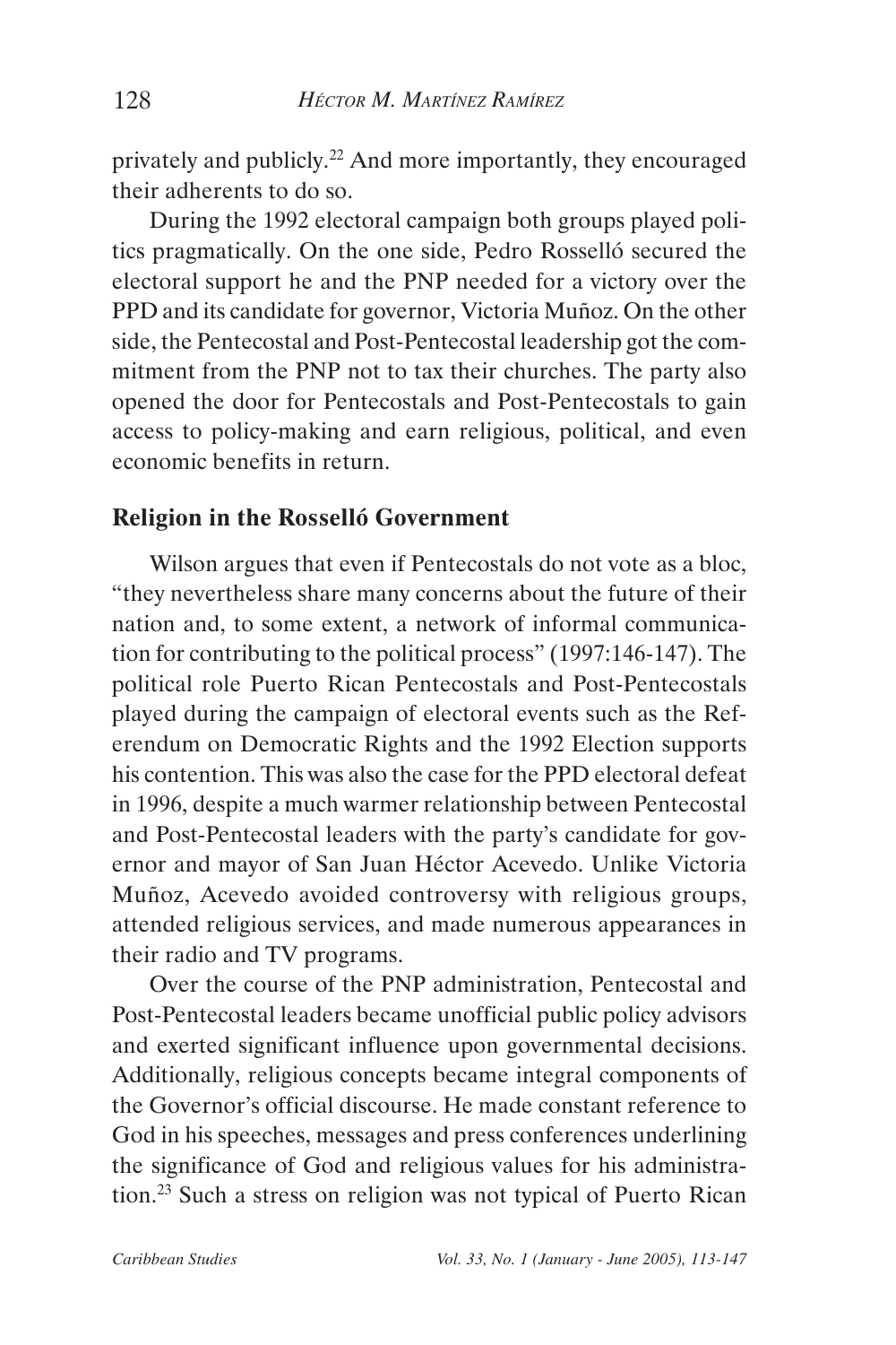privately and publicly.[22] And more importantly, they encouraged their adherents to do so.

During the 1992 electoral campaign both groups played politics pragmatically. On the one side, Pedro Rosselló secured the electoral support he and the PNP needed for a victory over the PPD and its candidate for governor, Victoria Muñoz. On the other side, the Pentecostal and Post-Pentecostal leadership got the commitment from the PNP not to tax their churches. The party also opened the door for Pentecostals and Post-Pentecostals to gain access to policy-making and earn religious, political, and even economic benefits in return.

## Religion in the Rosselló Government

Wilson argues that even if Pentecostals do not vote as a bloc, "they nevertheless share many concerns about the future of their nation and, to some extent, a network of informal communication for contributing to the political process" (1997:146-147). The political role Puerto Rican Pentecostals and Post-Pentecostals played during the campaign of electoral events such as the Referendum on Democratic Rights and the 1992 Election supports his contention. This was also the case for the PPD electoral defeat in 1996, despite a much warmer relationship between Pentecostal and Post-Pentecostal leaders with the party's candidate for governor and mayor of San Juan Héctor Acevedo. Unlike Victoria Muñoz, Acevedo avoided controversy with religious groups, attended religious services, and made numerous appearances in their radio and TV programs.

Over the course of the PNP administration, Pentecostal and Post-Pentecostal leaders became unofficial public policy advisors and exerted significant influence upon governmental decisions. Additionally, religious concepts became integral components of the Governor's official discourse. He made constant reference to God in his speeches, messages and press conferences underlining the significance of God and religious values for his administration.[23] Such a stress on religion was not typical of Puerto Rican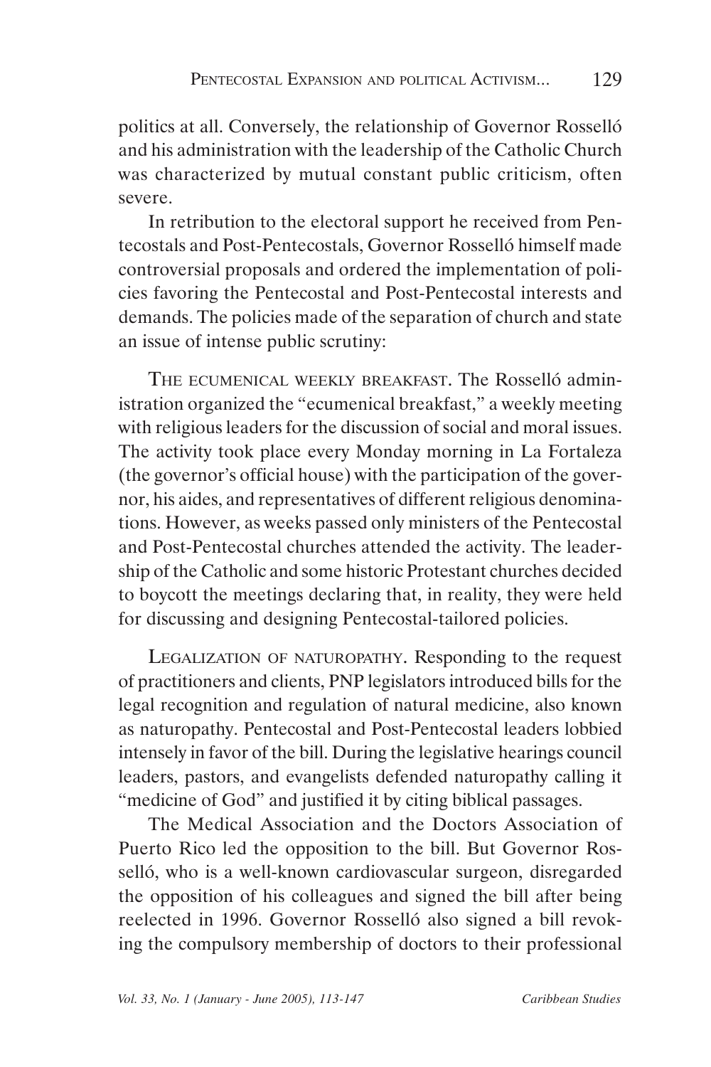politics at all. Conversely, the relationship of Governor Rosselló and his administration with the leadership of the Catholic Church was characterized by mutual constant public criticism, often severe.

In retribution to the electoral support he received from Pentecostals and Post-Pentecostals, Governor Rosselló himself made controversial proposals and ordered the implementation of policies favoring the Pentecostal and Post-Pentecostal interests and demands. The policies made of the separation of church and state an issue of intense public scrutiny:

THE ECUMENICAL WEEKLY BREAKFAST. The Rosselló administration organized the "ecumenical breakfast," a weekly meeting with religious leaders for the discussion of social and moral issues. The activity took place every Monday morning in La Fortaleza (the governor's official house) with the participation of the governor, his aides, and representatives of different religious denominations. However, as weeks passed only ministers of the Pentecostal and Post-Pentecostal churches attended the activity. The leadership of the Catholic and some historic Protestant churches decided to boycott the meetings declaring that, in reality, they were held for discussing and designing Pentecostal-tailored policies.

LEGALIZATION OF NATUROPATHY. Responding to the request of practitioners and clients, PNP legislators introduced bills for the legal recognition and regulation of natural medicine, also known as naturopathy. Pentecostal and Post-Pentecostal leaders lobbied intensely in favor of the bill. During the legislative hearings council leaders, pastors, and evangelists defended naturopathy calling it "medicine of God" and justified it by citing biblical passages.

The Medical Association and the Doctors Association of Puerto Rico led the opposition to the bill. But Governor Rosselló, who is a well-known cardiovascular surgeon, disregarded the opposition of his colleagues and signed the bill after being reelected in 1996. Governor Rosselló also signed a bill revoking the compulsory membership of doctors to their professional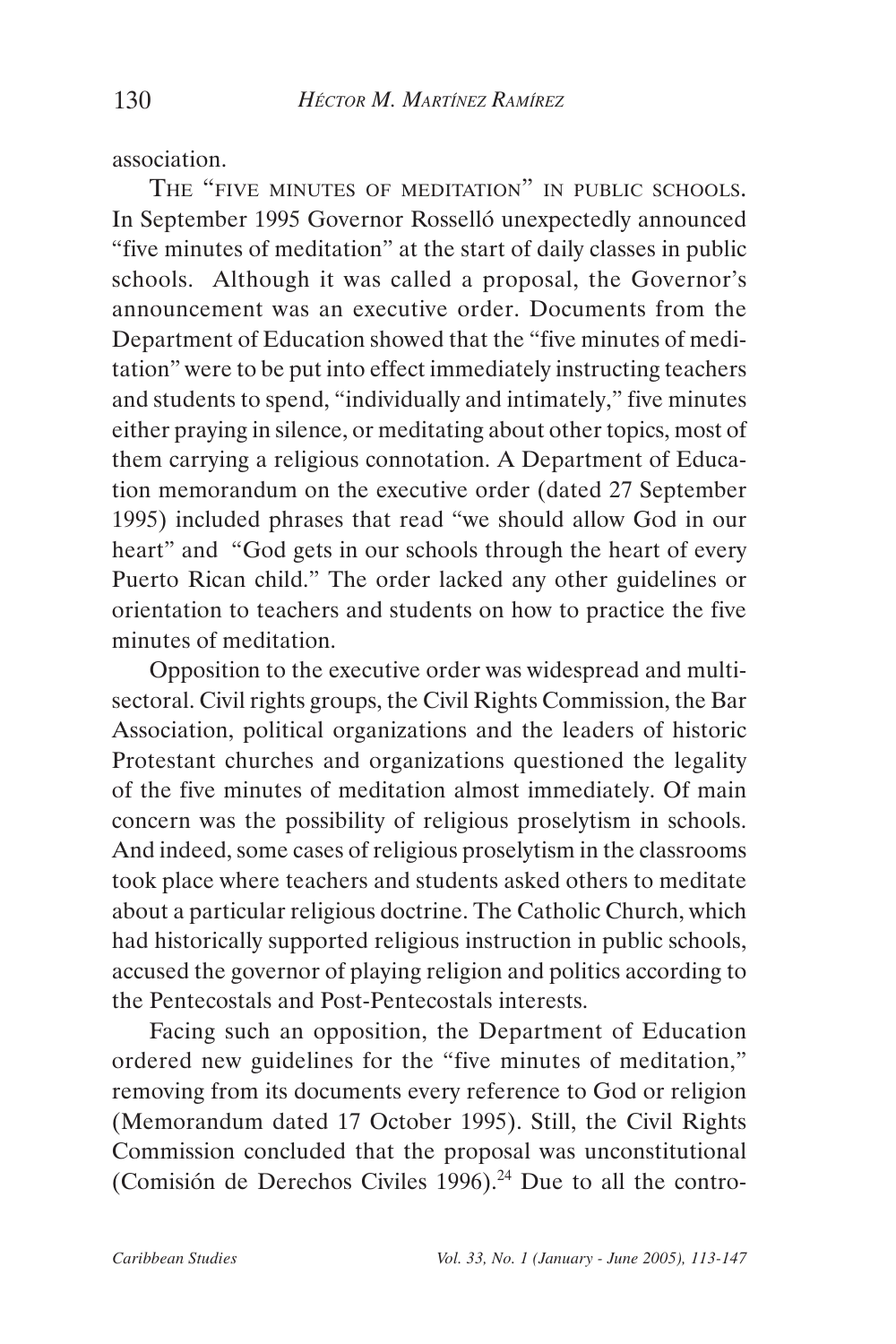association.

The "five minutes of meditation" in public schools. In September 1995 Governor Rosselló unexpectedly announced "five minutes of meditation" at the start of daily classes in public schools. Although it was called a proposal, the Governor's announcement was an executive order. Documents from the Department of Education showed that the "five minutes of meditation" were to be put into effect immediately instructing teachers and students to spend, "individually and intimately," five minutes either praying in silence, or meditating about other topics, most of them carrying a religious connotation. A Department of Education memorandum on the executive order (dated 27 September 1995) included phrases that read "we should allow God in our heart" and "God gets in our schools through the heart of every Puerto Rican child." The order lacked any other guidelines or orientation to teachers and students on how to practice the five minutes of meditation.

Opposition to the executive order was widespread and multisectoral. Civil rights groups, the Civil Rights Commission, the Bar Association, political organizations and the leaders of historic Protestant churches and organizations questioned the legality of the five minutes of meditation almost immediately. Of main concern was the possibility of religious proselytism in schools. And indeed, some cases of religious proselytism in the classrooms took place where teachers and students asked others to meditate about a particular religious doctrine. The Catholic Church, which had historically supported religious instruction in public schools, accused the governor of playing religion and politics according to the Pentecostals and Post-Pentecostals interests.

Facing such an opposition, the Department of Education ordered new guidelines for the "five minutes of meditation," removing from its documents every reference to God or religion (Memorandum dated 17 October 1995). Still, the Civil Rights Commission concluded that the proposal was unconstitutional (Comisión de Derechos Civiles 1996).[24] Due to all the contro-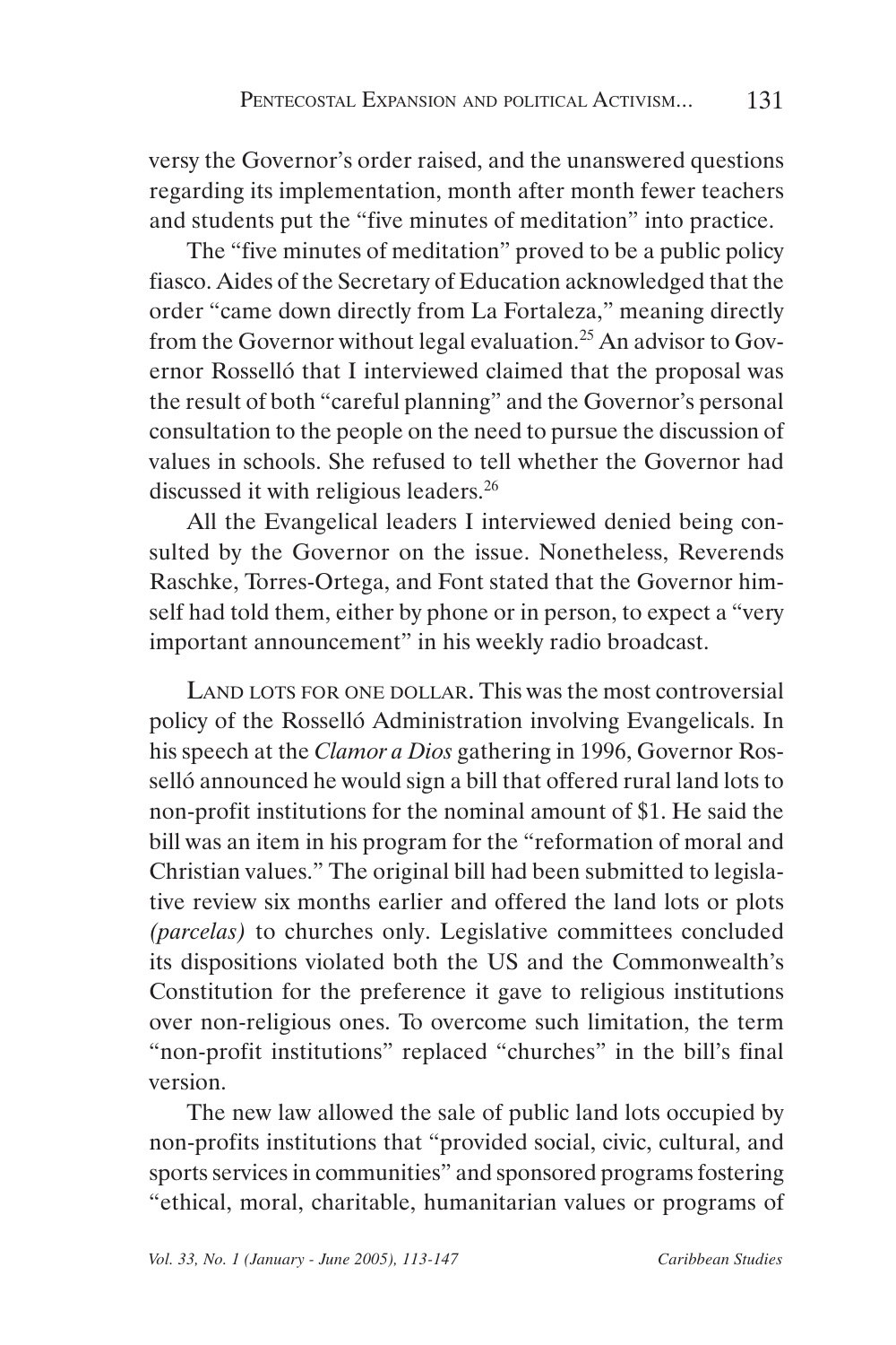versy the Governor's order raised, and the unanswered questions regarding its implementation, month after month fewer teachers and students put the "five minutes of meditation" into practice.

The "five minutes of meditation" proved to be a public policy fiasco. Aides of the Secretary of Education acknowledged that the order "came down directly from La Fortaleza," meaning directly from the Governor without legal evaluation.[25] An advisor to Governor Rosselló that I interviewed claimed that the proposal was the result of both "careful planning" and the Governor's personal consultation to the people on the need to pursue the discussion of values in schools. She refused to tell whether the Governor had discussed it with religious leaders.[26]

All the Evangelical leaders I interviewed denied being consulted by the Governor on the issue. Nonetheless, Reverends Raschke, Torres-Ortega, and Font stated that the Governor himself had told them, either by phone or in person, to expect a "very important announcement" in his weekly radio broadcast.

LAND LOTS FOR ONE DOLLAR. This was the most controversial policy of the Rosselló Administration involving Evangelicals. In his speech at the *Clamor a Dios* gathering in 1996, Governor Rosselló announced he would sign a bill that offered rural land lots to non-profit institutions for the nominal amount of $1. He said the bill was an item in his program for the "reformation of moral and Christian values." The original bill had been submitted to legislative review six months earlier and offered the land lots or plots *(parcelas)* to churches only. Legislative committees concluded its dispositions violated both the US and the Commonwealth's Constitution for the preference it gave to religious institutions over non-religious ones. To overcome such limitation, the term "non-profit institutions" replaced "churches" in the bill's final version.

The new law allowed the sale of public land lots occupied by non-profits institutions that "provided social, civic, cultural, and sports services in communities" and sponsored programs fostering "ethical, moral, charitable, humanitarian values or programs of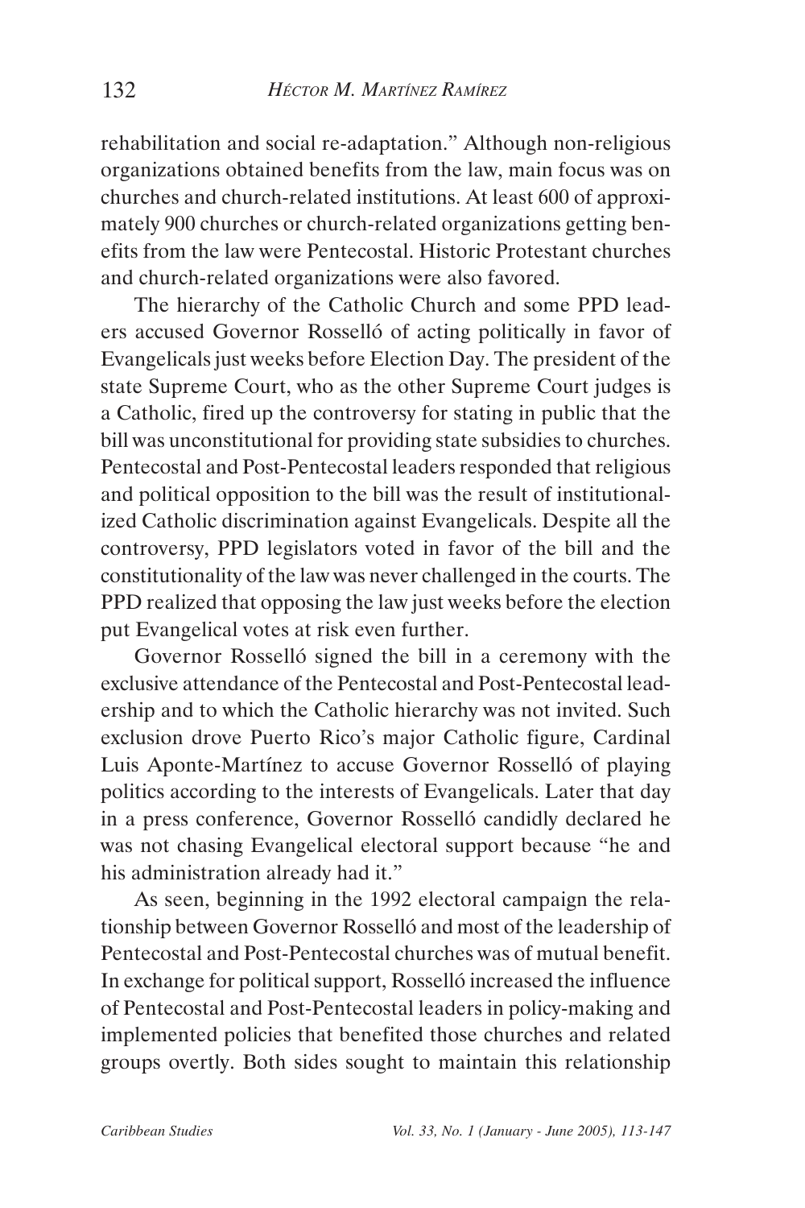rehabilitation and social re-adaptation." Although non-religious organizations obtained benefits from the law, main focus was on churches and church-related institutions. At least 600 of approximately 900 churches or church-related organizations getting benefits from the law were Pentecostal. Historic Protestant churches and church-related organizations were also favored.

The hierarchy of the Catholic Church and some PPD leaders accused Governor Rosselló of acting politically in favor of Evangelicals just weeks before Election Day. The president of the state Supreme Court, who as the other Supreme Court judges is a Catholic, fired up the controversy for stating in public that the bill was unconstitutional for providing state subsidies to churches. Pentecostal and Post-Pentecostal leaders responded that religious and political opposition to the bill was the result of institutionalized Catholic discrimination against Evangelicals. Despite all the controversy, PPD legislators voted in favor of the bill and the constitutionality of the law was never challenged in the courts. The PPD realized that opposing the law just weeks before the election put Evangelical votes at risk even further.

Governor Rosselló signed the bill in a ceremony with the exclusive attendance of the Pentecostal and Post-Pentecostal leadership and to which the Catholic hierarchy was not invited. Such exclusion drove Puerto Rico's major Catholic figure, Cardinal Luis Aponte-Martínez to accuse Governor Rosselló of playing politics according to the interests of Evangelicals. Later that day in a press conference, Governor Rosselló candidly declared he was not chasing Evangelical electoral support because "he and his administration already had it."

As seen, beginning in the 1992 electoral campaign the relationship between Governor Rosselló and most of the leadership of Pentecostal and Post-Pentecostal churches was of mutual benefit. In exchange for political support, Rosselló increased the influence of Pentecostal and Post-Pentecostal leaders in policy-making and implemented policies that benefited those churches and related groups overtly. Both sides sought to maintain this relationship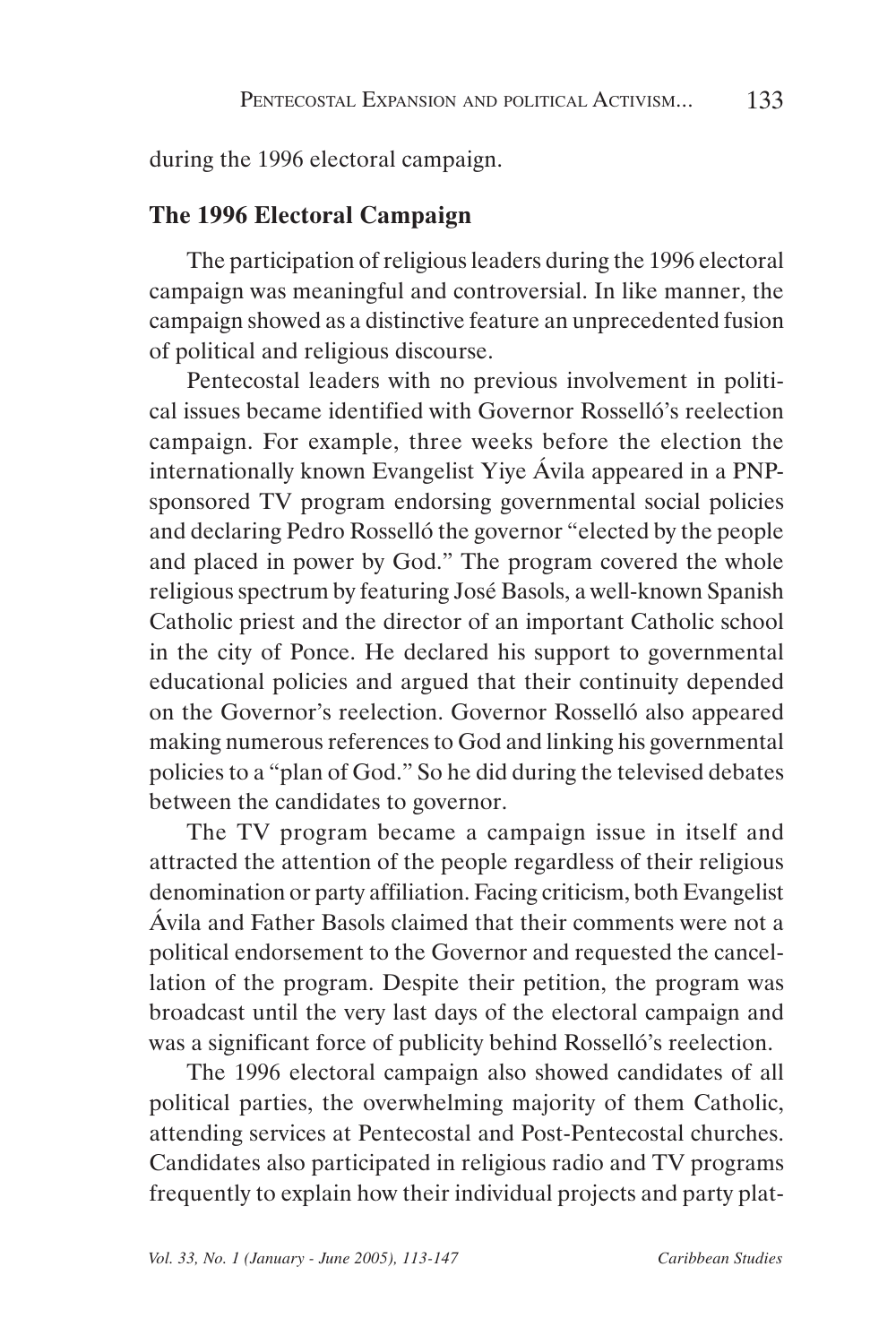during the 1996 electoral campaign.

## The 1996 Electoral Campaign

The participation of religious leaders during the 1996 electoral campaign was meaningful and controversial. In like manner, the campaign showed as a distinctive feature an unprecedented fusion of political and religious discourse.

Pentecostal leaders with no previous involvement in political issues became identified with Governor Rosselló's reelection campaign. For example, three weeks before the election the internationally known Evangelist Yiye Ávila appeared in a PNP-sponsored TV program endorsing governmental social policies and declaring Pedro Rosselló the governor "elected by the people and placed in power by God." The program covered the whole religious spectrum by featuring José Basols, a well-known Spanish Catholic priest and the director of an important Catholic school in the city of Ponce. He declared his support to governmental educational policies and argued that their continuity depended on the Governor's reelection. Governor Rosselló also appeared making numerous references to God and linking his governmental policies to a "plan of God." So he did during the televised debates between the candidates to governor.

The TV program became a campaign issue in itself and attracted the attention of the people regardless of their religious denomination or party affiliation. Facing criticism, both Evangelist Ávila and Father Basols claimed that their comments were not a political endorsement to the Governor and requested the cancellation of the program. Despite their petition, the program was broadcast until the very last days of the electoral campaign and was a significant force of publicity behind Rosselló's reelection.

The 1996 electoral campaign also showed candidates of all political parties, the overwhelming majority of them Catholic, attending services at Pentecostal and Post-Pentecostal churches. Candidates also participated in religious radio and TV programs frequently to explain how their individual projects and party plat-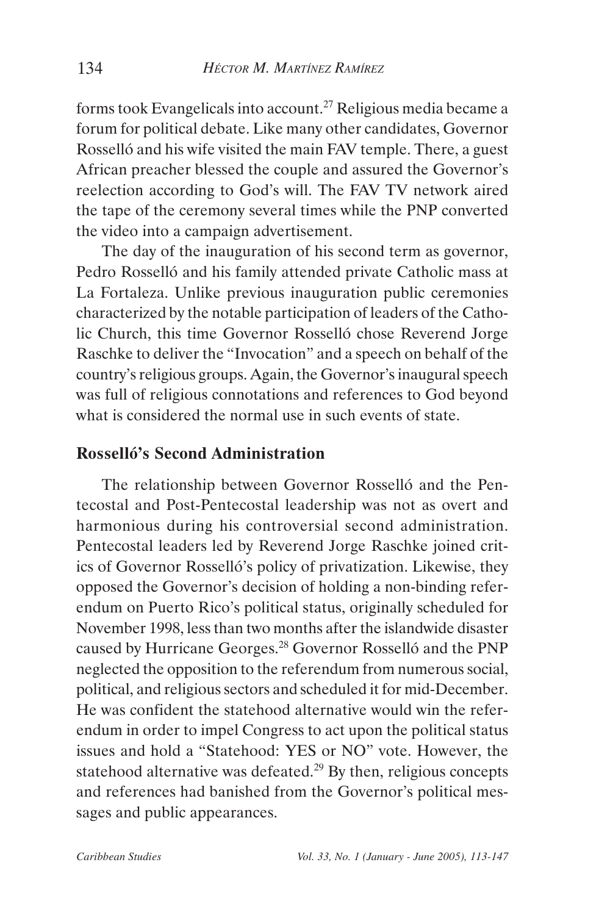forms took Evangelicals into account.[27] Religious media became a forum for political debate. Like many other candidates, Governor Rosselló and his wife visited the main FAV temple. There, a guest African preacher blessed the couple and assured the Governor's reelection according to God's will. The FAV TV network aired the tape of the ceremony several times while the PNP converted the video into a campaign advertisement.

The day of the inauguration of his second term as governor, Pedro Rosselló and his family attended private Catholic mass at La Fortaleza. Unlike previous inauguration public ceremonies characterized by the notable participation of leaders of the Catholic Church, this time Governor Rosselló chose Reverend Jorge Raschke to deliver the "Invocation" and a speech on behalf of the country's religious groups. Again, the Governor's inaugural speech was full of religious connotations and references to God beyond what is considered the normal use in such events of state.

## Rosselló's Second Administration

The relationship between Governor Rosselló and the Pentecostal and Post-Pentecostal leadership was not as overt and harmonious during his controversial second administration. Pentecostal leaders led by Reverend Jorge Raschke joined critics of Governor Rosselló's policy of privatization. Likewise, they opposed the Governor's decision of holding a non-binding referendum on Puerto Rico's political status, originally scheduled for November 1998, less than two months after the islandwide disaster caused by Hurricane Georges.[28] Governor Rosselló and the PNP neglected the opposition to the referendum from numerous social, political, and religious sectors and scheduled it for mid-December. He was confident the statehood alternative would win the referendum in order to impel Congress to act upon the political status issues and hold a "Statehood: YES or NO" vote. However, the statehood alternative was defeated.[29] By then, religious concepts and references had banished from the Governor's political messages and public appearances.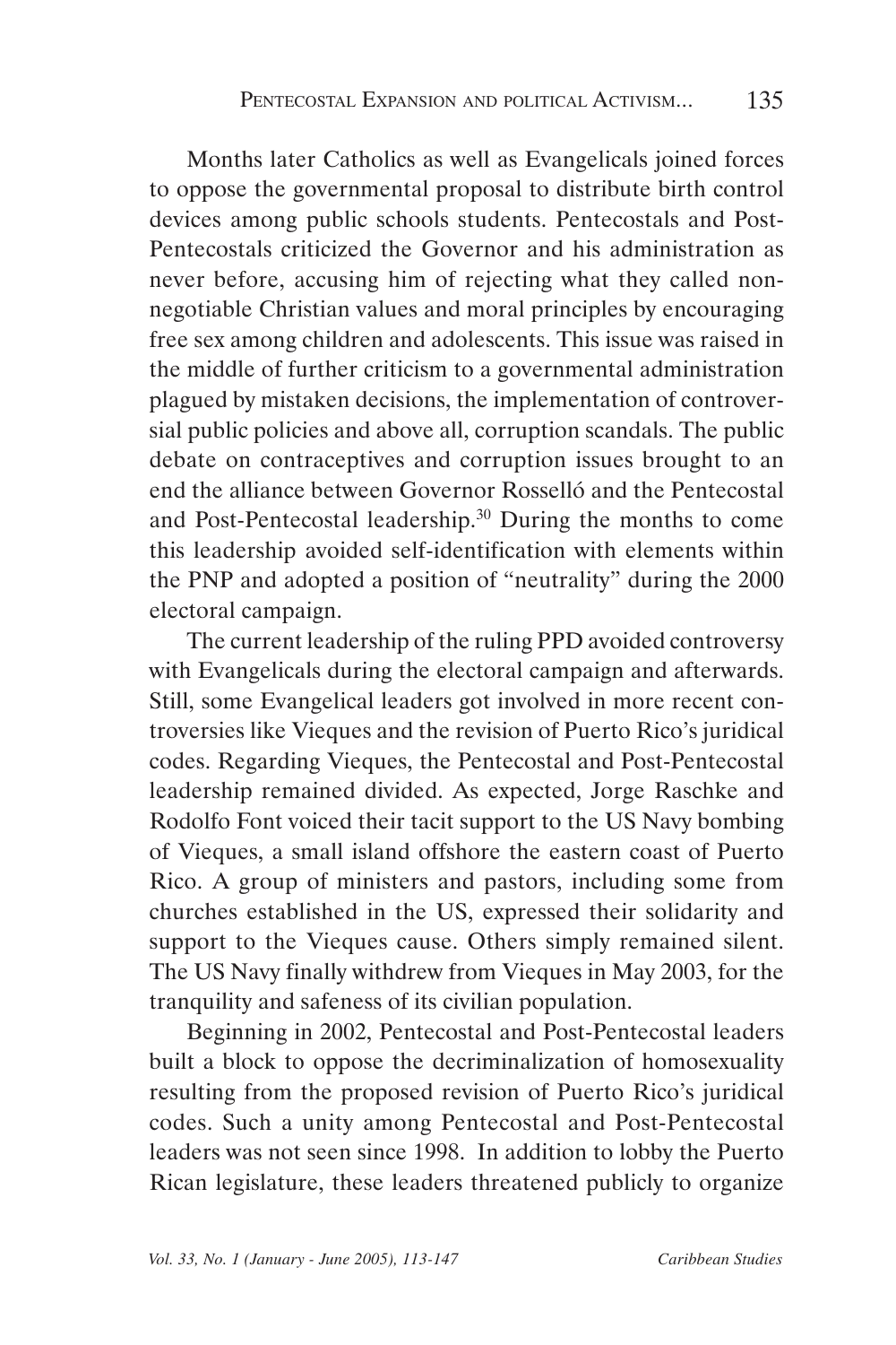Months later Catholics as well as Evangelicals joined forces to oppose the governmental proposal to distribute birth control devices among public schools students. Pentecostals and Post-Pentecostals criticized the Governor and his administration as never before, accusing him of rejecting what they called non-negotiable Christian values and moral principles by encouraging free sex among children and adolescents. This issue was raised in the middle of further criticism to a governmental administration plagued by mistaken decisions, the implementation of controversial public policies and above all, corruption scandals. The public debate on contraceptives and corruption issues brought to an end the alliance between Governor Rosselló and the Pentecostal and Post-Pentecostal leadership.[30] During the months to come this leadership avoided self-identification with elements within the PNP and adopted a position of "neutrality" during the 2000 electoral campaign.

The current leadership of the ruling PPD avoided controversy with Evangelicals during the electoral campaign and afterwards. Still, some Evangelical leaders got involved in more recent controversies like Vieques and the revision of Puerto Rico's juridical codes. Regarding Vieques, the Pentecostal and Post-Pentecostal leadership remained divided. As expected, Jorge Raschke and Rodolfo Font voiced their tacit support to the US Navy bombing of Vieques, a small island offshore the eastern coast of Puerto Rico. A group of ministers and pastors, including some from churches established in the US, expressed their solidarity and support to the Vieques cause. Others simply remained silent. The US Navy finally withdrew from Vieques in May 2003, for the tranquility and safeness of its civilian population.

Beginning in 2002, Pentecostal and Post-Pentecostal leaders built a block to oppose the decriminalization of homosexuality resulting from the proposed revision of Puerto Rico's juridical codes. Such a unity among Pentecostal and Post-Pentecostal leaders was not seen since 1998. In addition to lobby the Puerto Rican legislature, these leaders threatened publicly to organize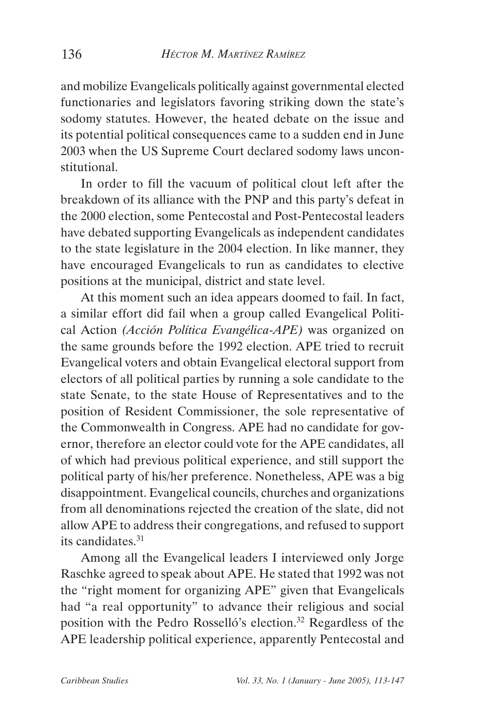and mobilize Evangelicals politically against governmental elected functionaries and legislators favoring striking down the state's sodomy statutes. However, the heated debate on the issue and its potential political consequences came to a sudden end in June 2003 when the US Supreme Court declared sodomy laws unconstitutional.

In order to fill the vacuum of political clout left after the breakdown of its alliance with the PNP and this party's defeat in the 2000 election, some Pentecostal and Post-Pentecostal leaders have debated supporting Evangelicals as independent candidates to the state legislature in the 2004 election. In like manner, they have encouraged Evangelicals to run as candidates to elective positions at the municipal, district and state level.

At this moment such an idea appears doomed to fail. In fact, a similar effort did fail when a group called Evangelical Political Action *(Acción Política Evangélica-APE)* was organized on the same grounds before the 1992 election. APE tried to recruit Evangelical voters and obtain Evangelical electoral support from electors of all political parties by running a sole candidate to the state Senate, to the state House of Representatives and to the position of Resident Commissioner, the sole representative of the Commonwealth in Congress. APE had no candidate for governor, therefore an elector could vote for the APE candidates, all of which had previous political experience, and still support the political party of his/her preference. Nonetheless, APE was a big disappointment. Evangelical councils, churches and organizations from all denominations rejected the creation of the slate, did not allow APE to address their congregations, and refused to support its candidates.[31]

Among all the Evangelical leaders I interviewed only Jorge Raschke agreed to speak about APE. He stated that 1992 was not the "right moment for organizing APE" given that Evangelicals had "a real opportunity" to advance their religious and social position with the Pedro Rosselló's election.[32] Regardless of the APE leadership political experience, apparently Pentecostal and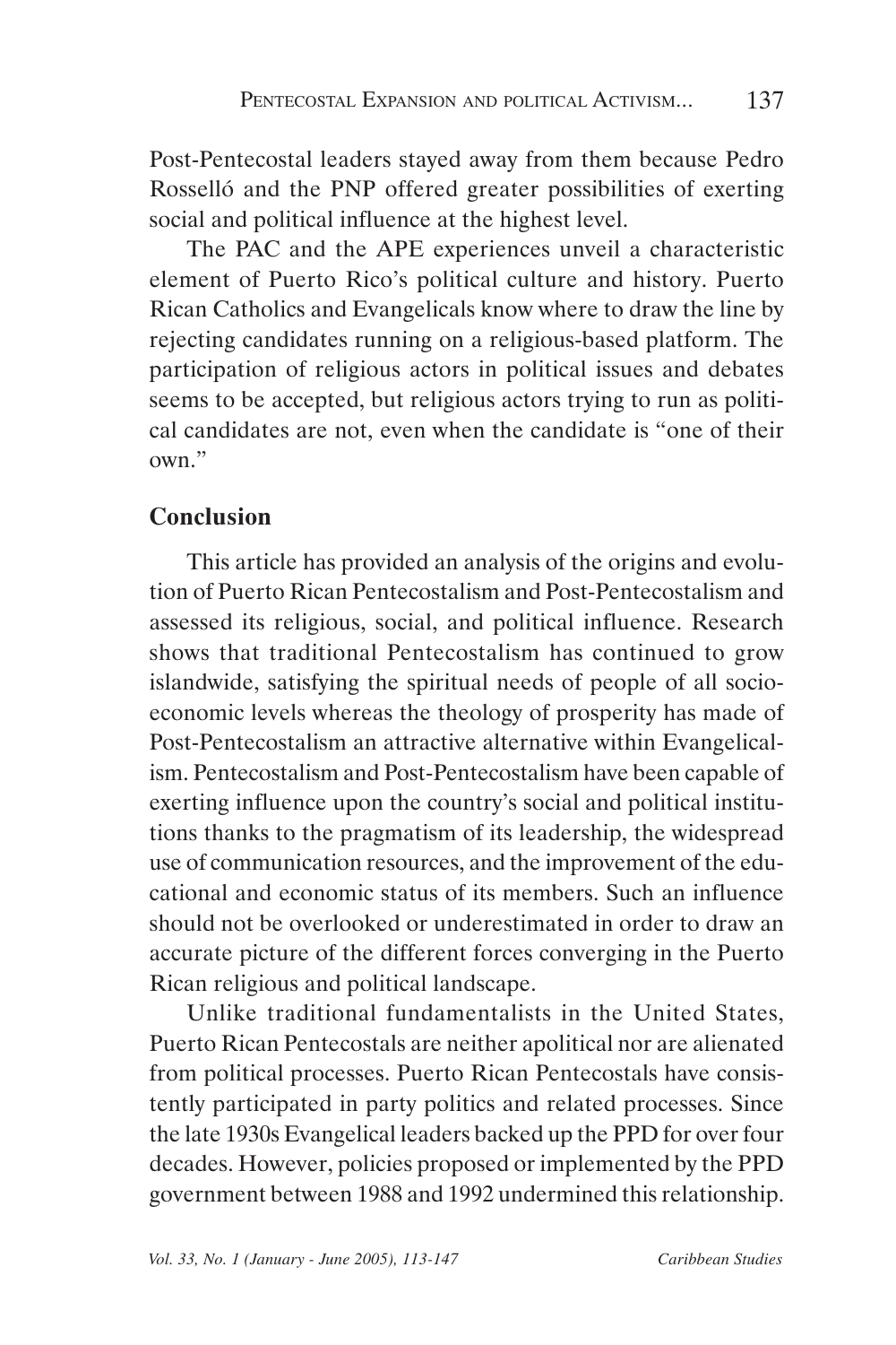Post-Pentecostal leaders stayed away from them because Pedro Rosselló and the PNP offered greater possibilities of exerting social and political influence at the highest level.

The PAC and the APE experiences unveil a characteristic element of Puerto Rico's political culture and history. Puerto Rican Catholics and Evangelicals know where to draw the line by rejecting candidates running on a religious-based platform. The participation of religious actors in political issues and debates seems to be accepted, but religious actors trying to run as political candidates are not, even when the candidate is "one of their own."

## Conclusion

This article has provided an analysis of the origins and evolution of Puerto Rican Pentecostalism and Post-Pentecostalism and assessed its religious, social, and political influence. Research shows that traditional Pentecostalism has continued to grow islandwide, satisfying the spiritual needs of people of all socioeconomic levels whereas the theology of prosperity has made of Post-Pentecostalism an attractive alternative within Evangelicalism. Pentecostalism and Post-Pentecostalism have been capable of exerting influence upon the country's social and political institutions thanks to the pragmatism of its leadership, the widespread use of communication resources, and the improvement of the educational and economic status of its members. Such an influence should not be overlooked or underestimated in order to draw an accurate picture of the different forces converging in the Puerto Rican religious and political landscape.

Unlike traditional fundamentalists in the United States, Puerto Rican Pentecostals are neither apolitical nor are alienated from political processes. Puerto Rican Pentecostals have consistently participated in party politics and related processes. Since the late 1930s Evangelical leaders backed up the PPD for over four decades. However, policies proposed or implemented by the PPD government between 1988 and 1992 undermined this relationship.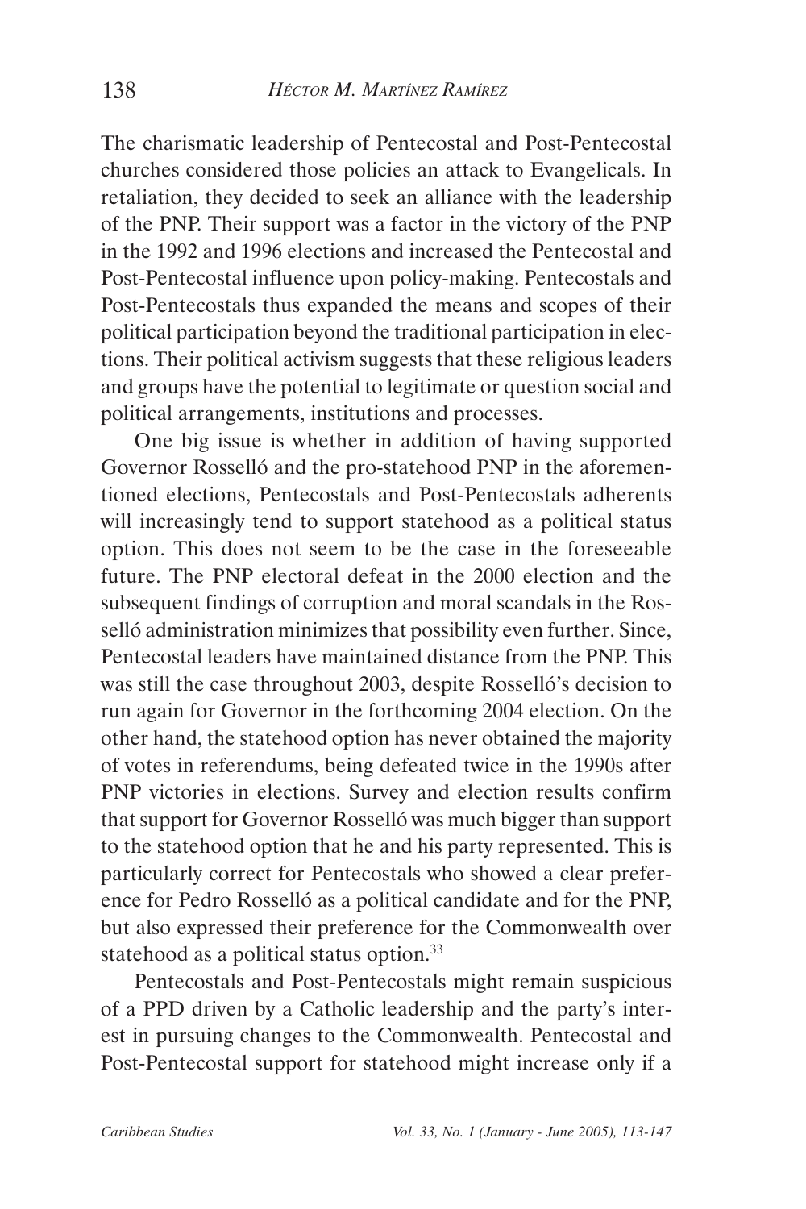The charismatic leadership of Pentecostal and Post-Pentecostal churches considered those policies an attack to Evangelicals. In retaliation, they decided to seek an alliance with the leadership of the PNP. Their support was a factor in the victory of the PNP in the 1992 and 1996 elections and increased the Pentecostal and Post-Pentecostal influence upon policy-making. Pentecostals and Post-Pentecostals thus expanded the means and scopes of their political participation beyond the traditional participation in elections. Their political activism suggests that these religious leaders and groups have the potential to legitimate or question social and political arrangements, institutions and processes.

One big issue is whether in addition of having supported Governor Rosselló and the pro-statehood PNP in the aforementioned elections, Pentecostals and Post-Pentecostals adherents will increasingly tend to support statehood as a political status option. This does not seem to be the case in the foreseeable future. The PNP electoral defeat in the 2000 election and the subsequent findings of corruption and moral scandals in the Rosselló administration minimizes that possibility even further. Since, Pentecostal leaders have maintained distance from the PNP. This was still the case throughout 2003, despite Rosselló's decision to run again for Governor in the forthcoming 2004 election. On the other hand, the statehood option has never obtained the majority of votes in referendums, being defeated twice in the 1990s after PNP victories in elections. Survey and election results confirm that support for Governor Rosselló was much bigger than support to the statehood option that he and his party represented. This is particularly correct for Pentecostals who showed a clear preference for Pedro Rosselló as a political candidate and for the PNP, but also expressed their preference for the Commonwealth over statehood as a political status option.[33]

Pentecostals and Post-Pentecostals might remain suspicious of a PPD driven by a Catholic leadership and the party's interest in pursuing changes to the Commonwealth. Pentecostal and Post-Pentecostal support for statehood might increase only if a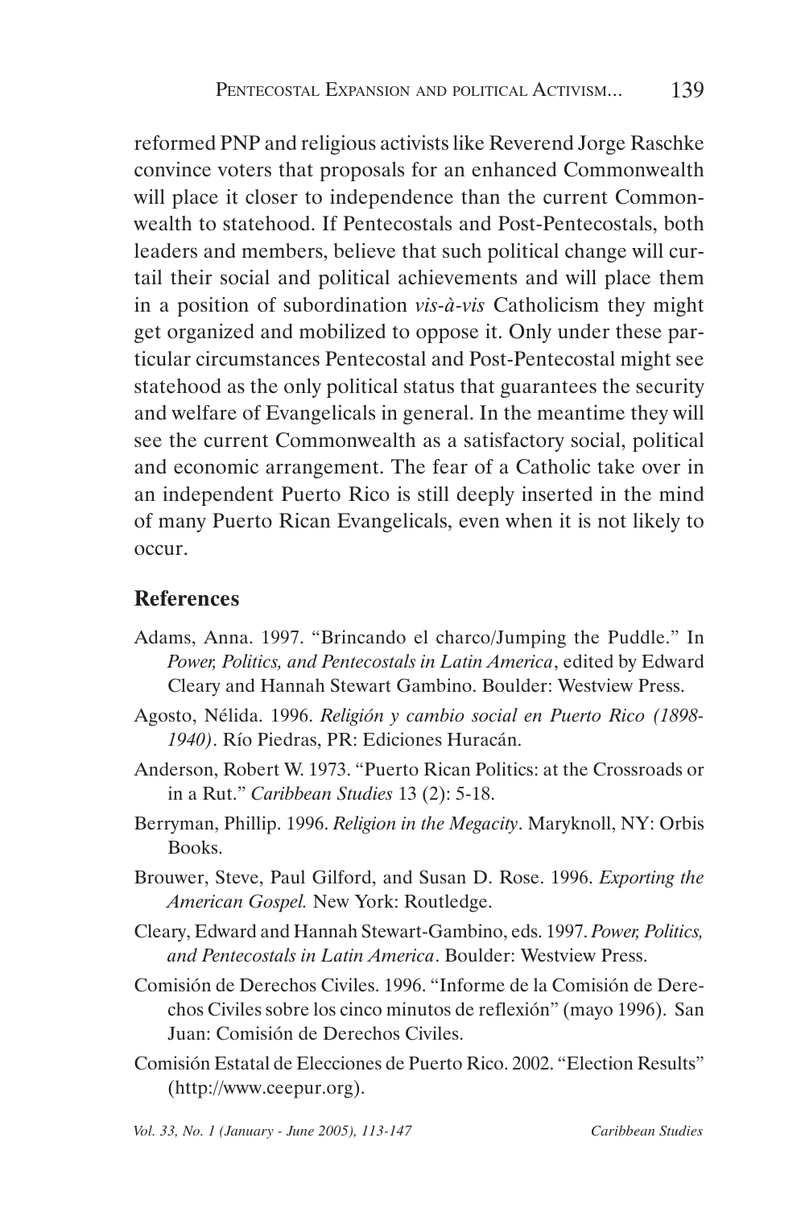reformed PNP and religious activists like Reverend Jorge Raschke convince voters that proposals for an enhanced Commonwealth will place it closer to independence than the current Commonwealth to statehood. If Pentecostals and Post-Pentecostals, both leaders and members, believe that such political change will curtail their social and political achievements and will place them in a position of subordination *vis-à-vis* Catholicism they might get organized and mobilized to oppose it. Only under these particular circumstances Pentecostal and Post-Pentecostal might see statehood as the only political status that guarantees the security and welfare of Evangelicals in general. In the meantime they will see the current Commonwealth as a satisfactory social, political and economic arrangement. The fear of a Catholic take over in an independent Puerto Rico is still deeply inserted in the mind of many Puerto Rican Evangelicals, even when it is not likely to occur.

## References

Adams, Anna. 1997. "Brincando el charco/Jumping the Puddle." In *Power, Politics, and Pentecostals in Latin America*, edited by Edward Cleary and Hannah Stewart Gambino. Boulder: Westview Press.

Agosto, Nélida. 1996. *Religión y cambio social en Puerto Rico (1898-1940)*. Río Piedras, PR: Ediciones Huracán.

Anderson, Robert W. 1973. "Puerto Rican Politics: at the Crossroads or in a Rut." *Caribbean Studies* 13 (2): 5-18.

Berryman, Phillip. 1996. *Religion in the Megacity*. Maryknoll, NY: Orbis Books.

Brouwer, Steve, Paul Gilford, and Susan D. Rose. 1996. *Exporting the American Gospel.* New York: Routledge.

Cleary, Edward and Hannah Stewart-Gambino, eds. 1997. *Power, Politics, and Pentecostals in Latin America*. Boulder: Westview Press.

Comisión de Derechos Civiles. 1996. "Informe de la Comisión de Derechos Civiles sobre los cinco minutos de reflexión" (mayo 1996). San Juan: Comisión de Derechos Civiles.

Comisión Estatal de Elecciones de Puerto Rico. 2002. "Election Results" (http://www.ceepur.org).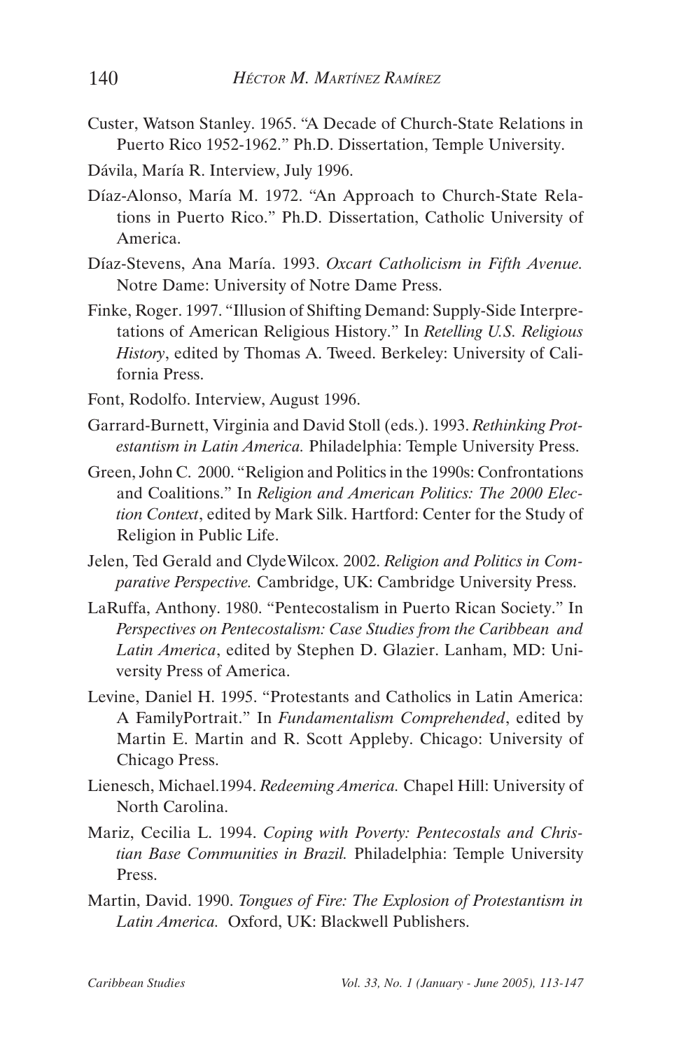Custer, Watson Stanley. 1965. "A Decade of Church-State Relations in Puerto Rico 1952-1962." Ph.D. Dissertation, Temple University.

Dávila, María R. Interview, July 1996.

Díaz-Alonso, María M. 1972. "An Approach to Church-State Relations in Puerto Rico." Ph.D. Dissertation, Catholic University of America.

Díaz-Stevens, Ana María. 1993. *Oxcart Catholicism in Fifth Avenue.* Notre Dame: University of Notre Dame Press.

Finke, Roger. 1997. "Illusion of Shifting Demand: Supply-Side Interpretations of American Religious History." In *Retelling U.S. Religious History*, edited by Thomas A. Tweed. Berkeley: University of California Press.

Font, Rodolfo. Interview, August 1996.

Garrard-Burnett, Virginia and David Stoll (eds.). 1993. *Rethinking Protestantism in Latin America.* Philadelphia: Temple University Press.

Green, John C. 2000. "Religion and Politics in the 1990s: Confrontations and Coalitions." In *Religion and American Politics: The 2000 Election Context*, edited by Mark Silk. Hartford: Center for the Study of Religion in Public Life.

Jelen, Ted Gerald and ClydeWilcox. 2002. *Religion and Politics in Comparative Perspective.* Cambridge, UK: Cambridge University Press.

LaRuffa, Anthony. 1980. "Pentecostalism in Puerto Rican Society." In *Perspectives on Pentecostalism: Case Studies from the Caribbean and Latin America*, edited by Stephen D. Glazier. Lanham, MD: University Press of America.

Levine, Daniel H. 1995. "Protestants and Catholics in Latin America: A FamilyPortrait." In *Fundamentalism Comprehended*, edited by Martin E. Martin and R. Scott Appleby. Chicago: University of Chicago Press.

Lienesch, Michael.1994. *Redeeming America.* Chapel Hill: University of North Carolina.

Mariz, Cecilia L. 1994. *Coping with Poverty: Pentecostals and Christian Base Communities in Brazil.* Philadelphia: Temple University Press.

Martin, David. 1990. *Tongues of Fire: The Explosion of Protestantism in Latin America.* Oxford, UK: Blackwell Publishers.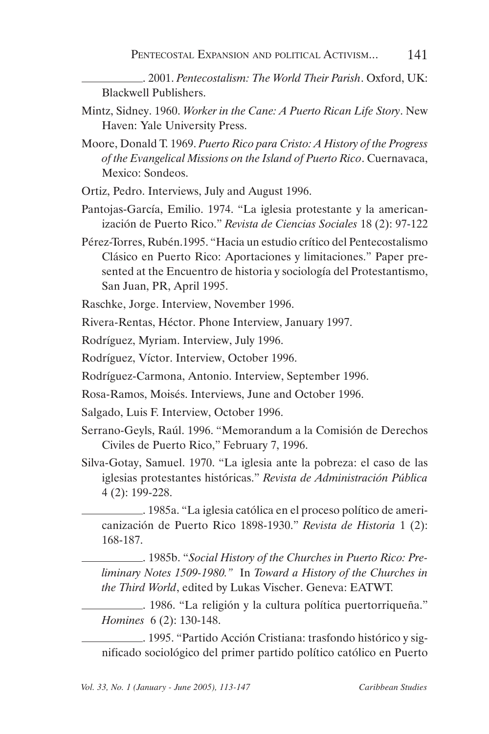\_\_\_\_\_\_\_\_\_\_. 2001. *Pentecostalism: The World Their Parish*. Oxford, UK: Blackwell Publishers.

Mintz, Sidney. 1960. *Worker in the Cane: A Puerto Rican Life Story*. New Haven: Yale University Press.

Moore, Donald T. 1969. *Puerto Rico para Cristo: A History of the Progress of the Evangelical Missions on the Island of Puerto Rico*. Cuernavaca, Mexico: Sondeos.

Ortiz, Pedro. Interviews, July and August 1996.

Pantojas-García, Emilio. 1974. "La iglesia protestante y la americanización de Puerto Rico." *Revista de Ciencias Sociales* 18 (2): 97-122

Pérez-Torres, Rubén.1995. "Hacia un estudio crítico del Pentecostalismo Clásico en Puerto Rico: Aportaciones y limitaciones." Paper presented at the Encuentro de historia y sociología del Protestantismo, San Juan, PR, April 1995.

Raschke, Jorge. Interview, November 1996.

Rivera-Rentas, Héctor. Phone Interview, January 1997.

Rodríguez, Myriam. Interview, July 1996.

Rodríguez, Víctor. Interview, October 1996.

Rodríguez-Carmona, Antonio. Interview, September 1996.

Rosa-Ramos, Moisés. Interviews, June and October 1996.

Salgado, Luis F. Interview, October 1996.

Serrano-Geyls, Raúl. 1996. "Memorandum a la Comisión de Derechos Civiles de Puerto Rico," February 7, 1996.

Silva-Gotay, Samuel. 1970. "La iglesia ante la pobreza: el caso de las iglesias protestantes históricas." *Revista de Administración Pública* 4 (2): 199-228.

\_\_\_\_\_\_\_\_\_\_. 1985a. "La iglesia católica en el proceso político de americanización de Puerto Rico 1898-1930." *Revista de Historia* 1 (2): 168-187.

\_\_\_\_\_\_\_\_\_\_. 1985b. "*Social History of the Churches in Puerto Rico: Preliminary Notes 1509-1980.*" In *Toward a History of the Churches in the Third World*, edited by Lukas Vischer. Geneva: EATWT.

\_\_\_\_\_\_\_\_\_\_. 1986. "La religión y la cultura política puertorriqueña." *Homines* 6 (2): 130-148.

\_\_\_\_\_\_\_\_\_\_. 1995. "Partido Acción Cristiana: trasfondo histórico y significado sociológico del primer partido político católico en Puerto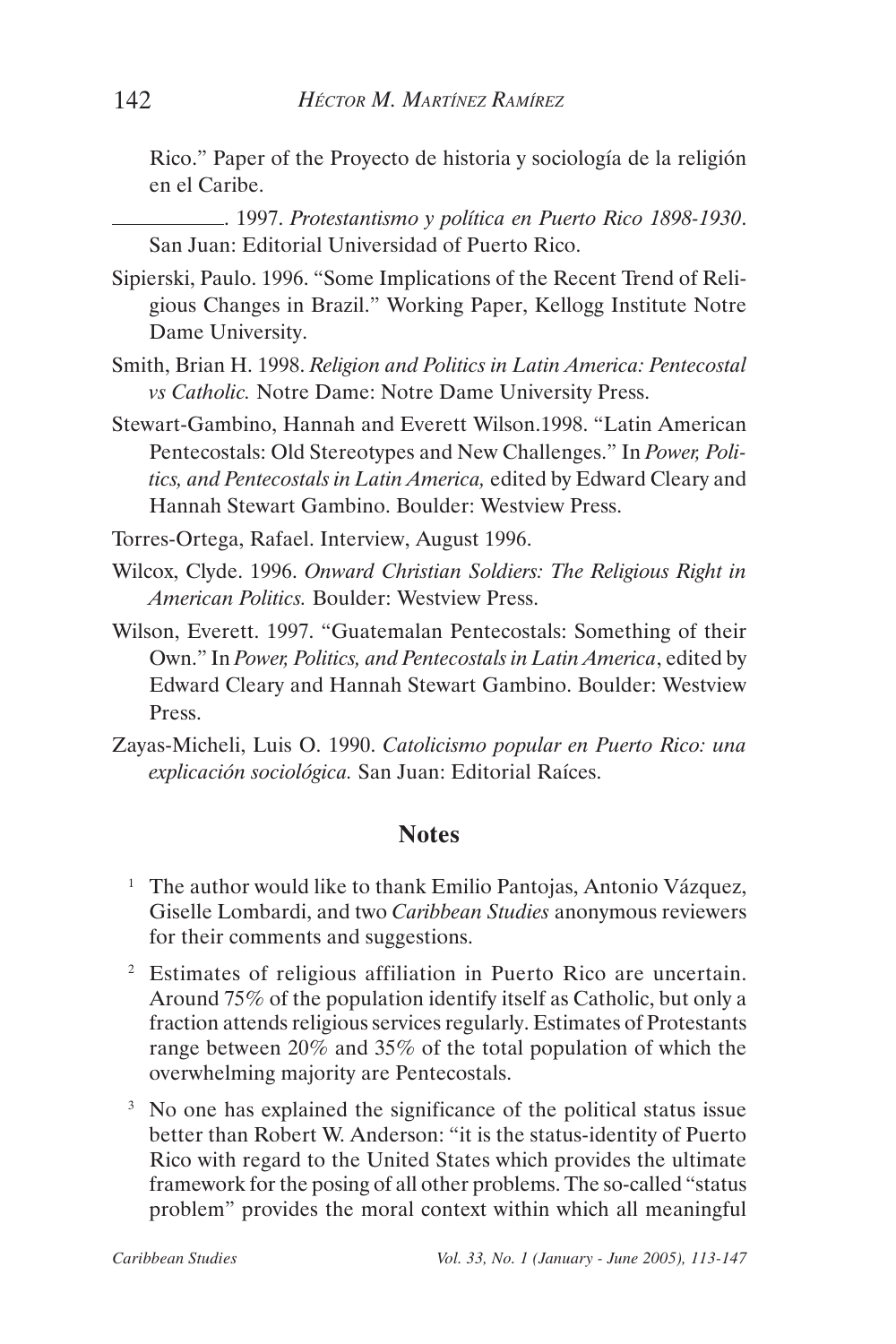Rico." Paper of the Proyecto de historia y sociología de la religión en el Caribe.

\_\_\_\_\_\_\_\_\_\_. 1997. *Protestantismo y política en Puerto Rico 1898-1930*. San Juan: Editorial Universidad of Puerto Rico.

Sipierski, Paulo. 1996. "Some Implications of the Recent Trend of Religious Changes in Brazil." Working Paper, Kellogg Institute Notre Dame University.

Smith, Brian H. 1998. *Religion and Politics in Latin America: Pentecostal vs Catholic.* Notre Dame: Notre Dame University Press.

Stewart-Gambino, Hannah and Everett Wilson.1998. "Latin American Pentecostals: Old Stereotypes and New Challenges." In *Power, Politics, and Pentecostals in Latin America,* edited by Edward Cleary and Hannah Stewart Gambino. Boulder: Westview Press.

Torres-Ortega, Rafael. Interview, August 1996.

Wilcox, Clyde. 1996. *Onward Christian Soldiers: The Religious Right in American Politics.* Boulder: Westview Press.

Wilson, Everett. 1997. "Guatemalan Pentecostals: Something of their Own." In *Power, Politics, and Pentecostals in Latin America*, edited by Edward Cleary and Hannah Stewart Gambino. Boulder: Westview Press.

Zayas-Micheli, Luis O. 1990. *Catolicismo popular en Puerto Rico: una explicación sociológica.* San Juan: Editorial Raíces.

## Notes

[1] The author would like to thank Emilio Pantojas, Antonio Vázquez, Giselle Lombardi, and two *Caribbean Studies* anonymous reviewers for their comments and suggestions.

[2] Estimates of religious affiliation in Puerto Rico are uncertain. Around 75% of the population identify itself as Catholic, but only a fraction attends religious services regularly. Estimates of Protestants range between 20% and 35% of the total population of which the overwhelming majority are Pentecostals.

[3] No one has explained the significance of the political status issue better than Robert W. Anderson: "it is the status-identity of Puerto Rico with regard to the United States which provides the ultimate framework for the posing of all other problems. The so-called "status problem" provides the moral context within which all meaningful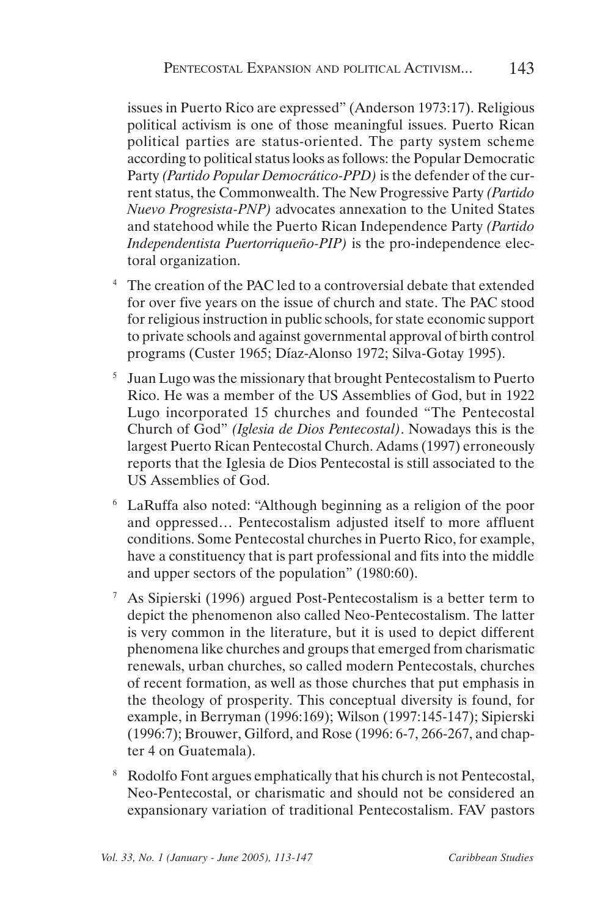issues in Puerto Rico are expressed" (Anderson 1973:17). Religious political activism is one of those meaningful issues. Puerto Rican political parties are status-oriented. The party system scheme according to political status looks as follows: the Popular Democratic Party *(Partido Popular Democrático-PPD)* is the defender of the current status, the Commonwealth. The New Progressive Party *(Partido Nuevo Progresista-PNP)* advocates annexation to the United States and statehood while the Puerto Rican Independence Party *(Partido Independentista Puertorriqueño-PIP)* is the pro-independence electoral organization.

[4] The creation of the PAC led to a controversial debate that extended for over five years on the issue of church and state. The PAC stood for religious instruction in public schools, for state economic support to private schools and against governmental approval of birth control programs (Custer 1965; Díaz-Alonso 1972; Silva-Gotay 1995).

[5] Juan Lugo was the missionary that brought Pentecostalism to Puerto Rico. He was a member of the US Assemblies of God, but in 1922 Lugo incorporated 15 churches and founded "The Pentecostal Church of God" *(Iglesia de Dios Pentecostal)*. Nowadays this is the largest Puerto Rican Pentecostal Church. Adams (1997) erroneously reports that the Iglesia de Dios Pentecostal is still associated to the US Assemblies of God.

[6] LaRuffa also noted: "Although beginning as a religion of the poor and oppressed… Pentecostalism adjusted itself to more affluent conditions. Some Pentecostal churches in Puerto Rico, for example, have a constituency that is part professional and fits into the middle and upper sectors of the population" (1980:60).

[7] As Sipierski (1996) argued Post-Pentecostalism is a better term to depict the phenomenon also called Neo-Pentecostalism. The latter is very common in the literature, but it is used to depict different phenomena like churches and groups that emerged from charismatic renewals, urban churches, so called modern Pentecostals, churches of recent formation, as well as those churches that put emphasis in the theology of prosperity. This conceptual diversity is found, for example, in Berryman (1996:169); Wilson (1997:145-147); Sipierski (1996:7); Brouwer, Gilford, and Rose (1996: 6-7, 266-267, and chapter 4 on Guatemala).

[8] Rodolfo Font argues emphatically that his church is not Pentecostal, Neo-Pentecostal, or charismatic and should not be considered an expansionary variation of traditional Pentecostalism. FAV pastors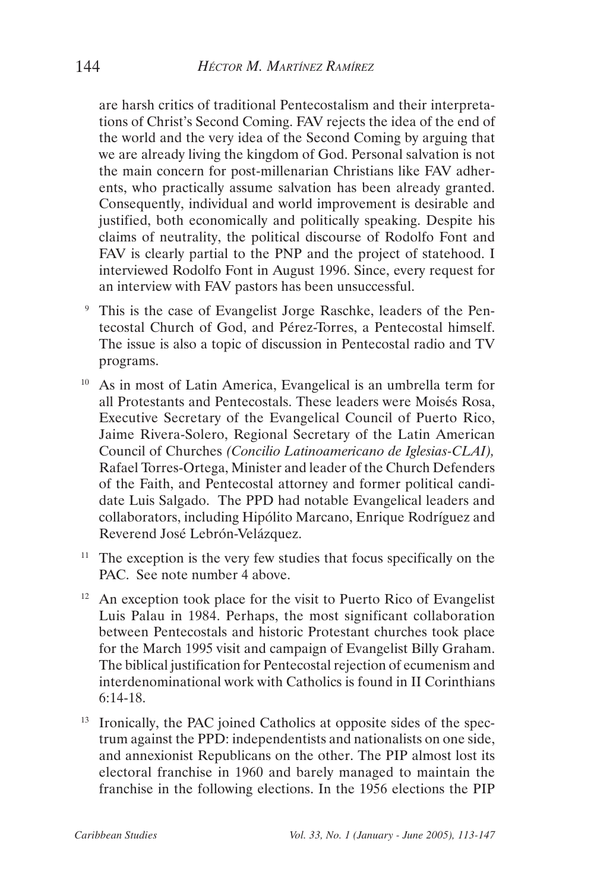are harsh critics of traditional Pentecostalism and their interpretations of Christ's Second Coming. FAV rejects the idea of the end of the world and the very idea of the Second Coming by arguing that we are already living the kingdom of God. Personal salvation is not the main concern for post-millenarian Christians like FAV adherents, who practically assume salvation has been already granted. Consequently, individual and world improvement is desirable and justified, both economically and politically speaking. Despite his claims of neutrality, the political discourse of Rodolfo Font and FAV is clearly partial to the PNP and the project of statehood. I interviewed Rodolfo Font in August 1996. Since, every request for an interview with FAV pastors has been unsuccessful.

[9] This is the case of Evangelist Jorge Raschke, leaders of the Pentecostal Church of God, and Pérez-Torres, a Pentecostal himself. The issue is also a topic of discussion in Pentecostal radio and TV programs.

[10] As in most of Latin America, Evangelical is an umbrella term for all Protestants and Pentecostals. These leaders were Moisés Rosa, Executive Secretary of the Evangelical Council of Puerto Rico, Jaime Rivera-Solero, Regional Secretary of the Latin American Council of Churches *(Concilio Latinoamericano de Iglesias-CLAI),* Rafael Torres-Ortega, Minister and leader of the Church Defenders of the Faith, and Pentecostal attorney and former political candidate Luis Salgado. The PPD had notable Evangelical leaders and collaborators, including Hipólito Marcano, Enrique Rodríguez and Reverend José Lebrón-Velázquez.

[11] The exception is the very few studies that focus specifically on the PAC. See note number 4 above.

[12] An exception took place for the visit to Puerto Rico of Evangelist Luis Palau in 1984. Perhaps, the most significant collaboration between Pentecostals and historic Protestant churches took place for the March 1995 visit and campaign of Evangelist Billy Graham. The biblical justification for Pentecostal rejection of ecumenism and interdenominational work with Catholics is found in II Corinthians 6:14-18.

[13] Ironically, the PAC joined Catholics at opposite sides of the spectrum against the PPD: independentists and nationalists on one side, and annexionist Republicans on the other. The PIP almost lost its electoral franchise in 1960 and barely managed to maintain the franchise in the following elections. In the 1956 elections the PIP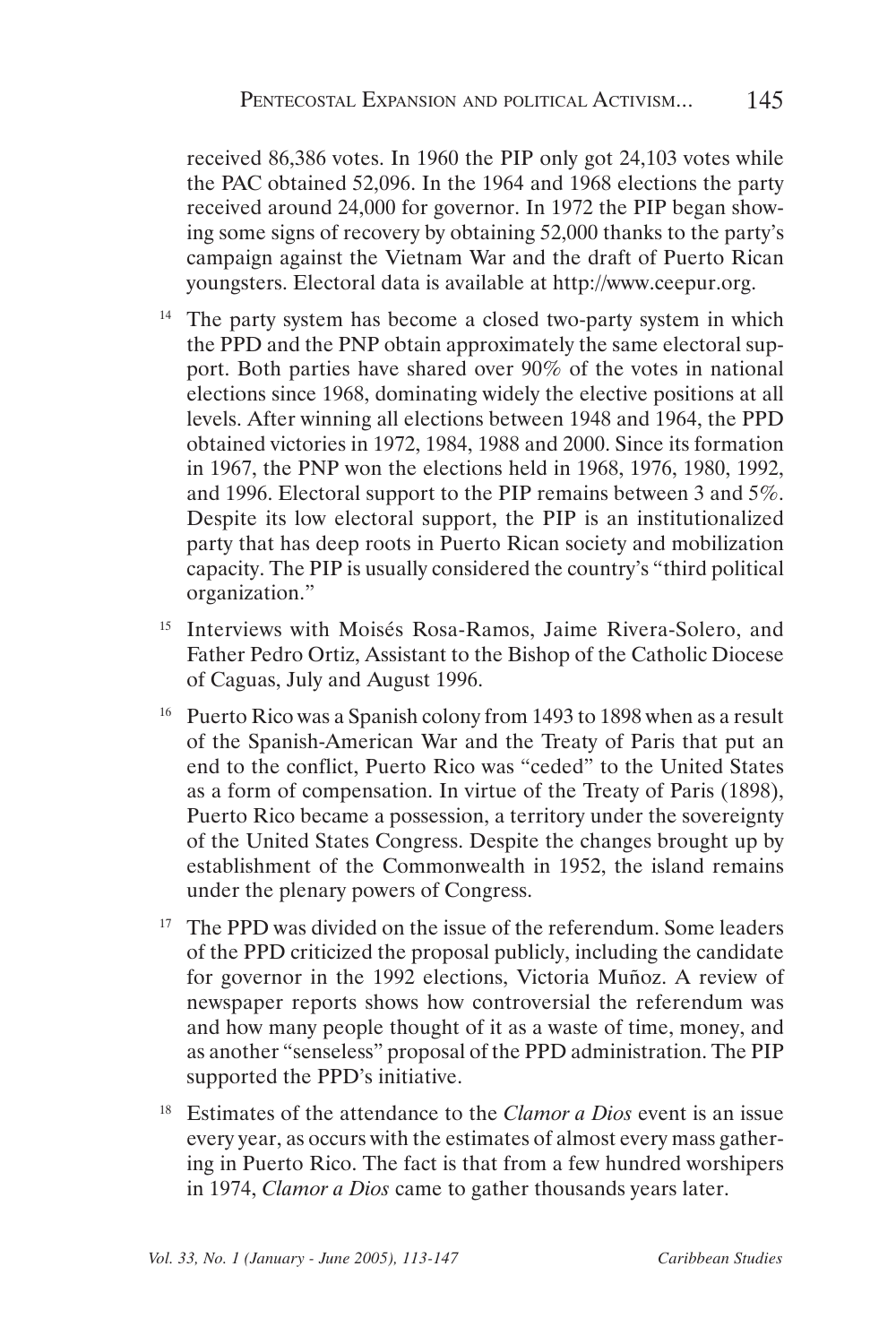received 86,386 votes. In 1960 the PIP only got 24,103 votes while the PAC obtained 52,096. In the 1964 and 1968 elections the party received around 24,000 for governor. In 1972 the PIP began showing some signs of recovery by obtaining 52,000 thanks to the party's campaign against the Vietnam War and the draft of Puerto Rican youngsters. Electoral data is available at http://www.ceepur.org.

[14] The party system has become a closed two-party system in which the PPD and the PNP obtain approximately the same electoral support. Both parties have shared over 90% of the votes in national elections since 1968, dominating widely the elective positions at all levels. After winning all elections between 1948 and 1964, the PPD obtained victories in 1972, 1984, 1988 and 2000. Since its formation in 1967, the PNP won the elections held in 1968, 1976, 1980, 1992, and 1996. Electoral support to the PIP remains between 3 and 5%. Despite its low electoral support, the PIP is an institutionalized party that has deep roots in Puerto Rican society and mobilization capacity. The PIP is usually considered the country's "third political organization."

[15] Interviews with Moisés Rosa-Ramos, Jaime Rivera-Solero, and Father Pedro Ortiz, Assistant to the Bishop of the Catholic Diocese of Caguas, July and August 1996.

[16] Puerto Rico was a Spanish colony from 1493 to 1898 when as a result of the Spanish-American War and the Treaty of Paris that put an end to the conflict, Puerto Rico was "ceded" to the United States as a form of compensation. In virtue of the Treaty of Paris (1898), Puerto Rico became a possession, a territory under the sovereignty of the United States Congress. Despite the changes brought up by establishment of the Commonwealth in 1952, the island remains under the plenary powers of Congress.

[17] The PPD was divided on the issue of the referendum. Some leaders of the PPD criticized the proposal publicly, including the candidate for governor in the 1992 elections, Victoria Muñoz. A review of newspaper reports shows how controversial the referendum was and how many people thought of it as a waste of time, money, and as another "senseless" proposal of the PPD administration. The PIP supported the PPD's initiative.

[18] Estimates of the attendance to the *Clamor a Dios* event is an issue every year, as occurs with the estimates of almost every mass gathering in Puerto Rico. The fact is that from a few hundred worshipers in 1974, *Clamor a Dios* came to gather thousands years later.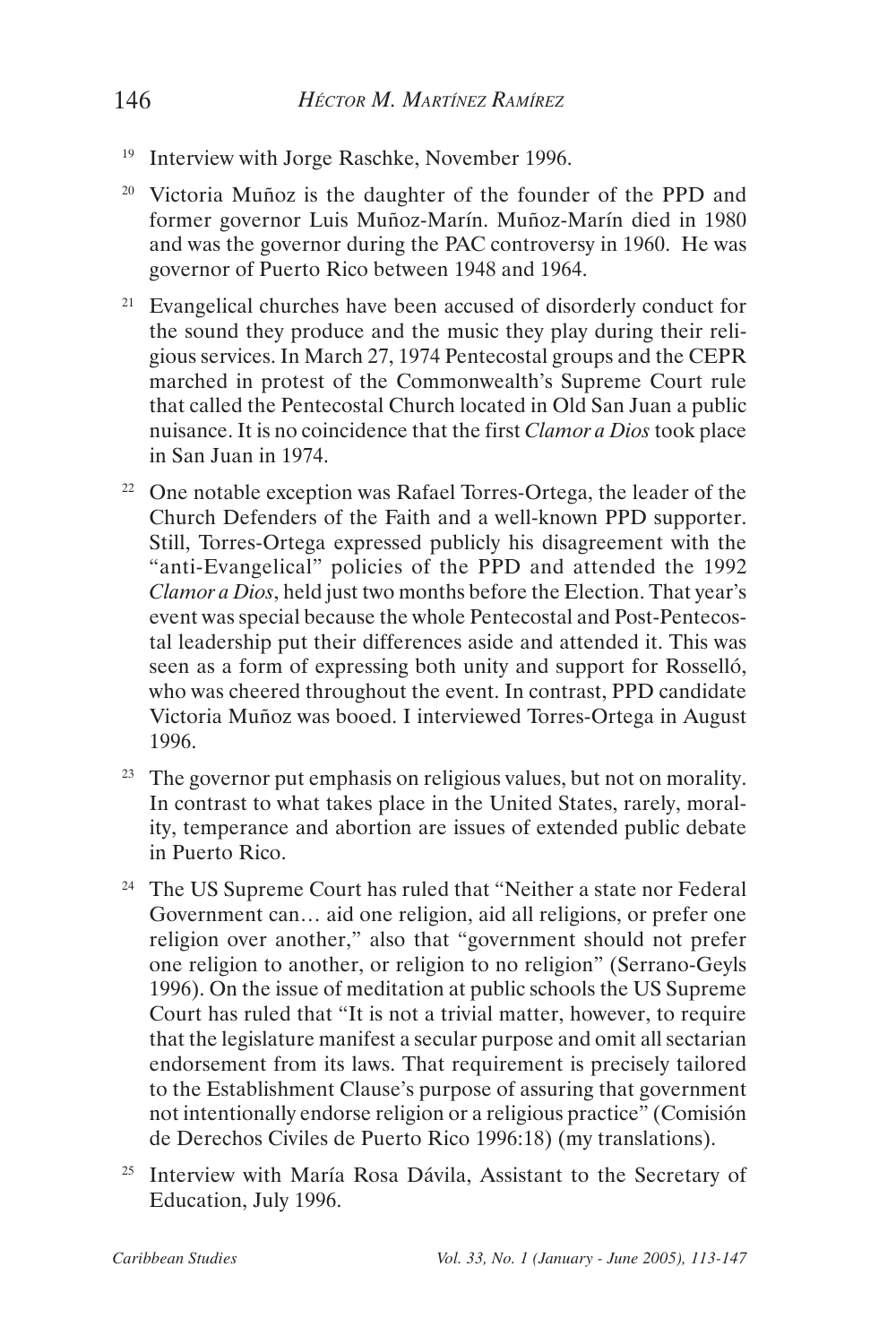[19] Interview with Jorge Raschke, November 1996.

[20] Victoria Muñoz is the daughter of the founder of the PPD and former governor Luis Muñoz-Marín. Muñoz-Marín died in 1980 and was the governor during the PAC controversy in 1960. He was governor of Puerto Rico between 1948 and 1964.

[21] Evangelical churches have been accused of disorderly conduct for the sound they produce and the music they play during their religious services. In March 27, 1974 Pentecostal groups and the CEPR marched in protest of the Commonwealth's Supreme Court rule that called the Pentecostal Church located in Old San Juan a public nuisance. It is no coincidence that the first *Clamor a Dios* took place in San Juan in 1974.

[22] One notable exception was Rafael Torres-Ortega, the leader of the Church Defenders of the Faith and a well-known PPD supporter. Still, Torres-Ortega expressed publicly his disagreement with the "anti-Evangelical" policies of the PPD and attended the 1992 *Clamor a Dios*, held just two months before the Election. That year's event was special because the whole Pentecostal and Post-Pentecostal leadership put their differences aside and attended it. This was seen as a form of expressing both unity and support for Rosselló, who was cheered throughout the event. In contrast, PPD candidate Victoria Muñoz was booed. I interviewed Torres-Ortega in August 1996.

[23] The governor put emphasis on religious values, but not on morality. In contrast to what takes place in the United States, rarely, morality, temperance and abortion are issues of extended public debate in Puerto Rico.

[24] The US Supreme Court has ruled that "Neither a state nor Federal Government can… aid one religion, aid all religions, or prefer one religion over another," also that "government should not prefer one religion to another, or religion to no religion" (Serrano-Geyls 1996). On the issue of meditation at public schools the US Supreme Court has ruled that "It is not a trivial matter, however, to require that the legislature manifest a secular purpose and omit all sectarian endorsement from its laws. That requirement is precisely tailored to the Establishment Clause's purpose of assuring that government not intentionally endorse religion or a religious practice" (Comisión de Derechos Civiles de Puerto Rico 1996:18) (my translations).

[25] Interview with María Rosa Dávila, Assistant to the Secretary of Education, July 1996.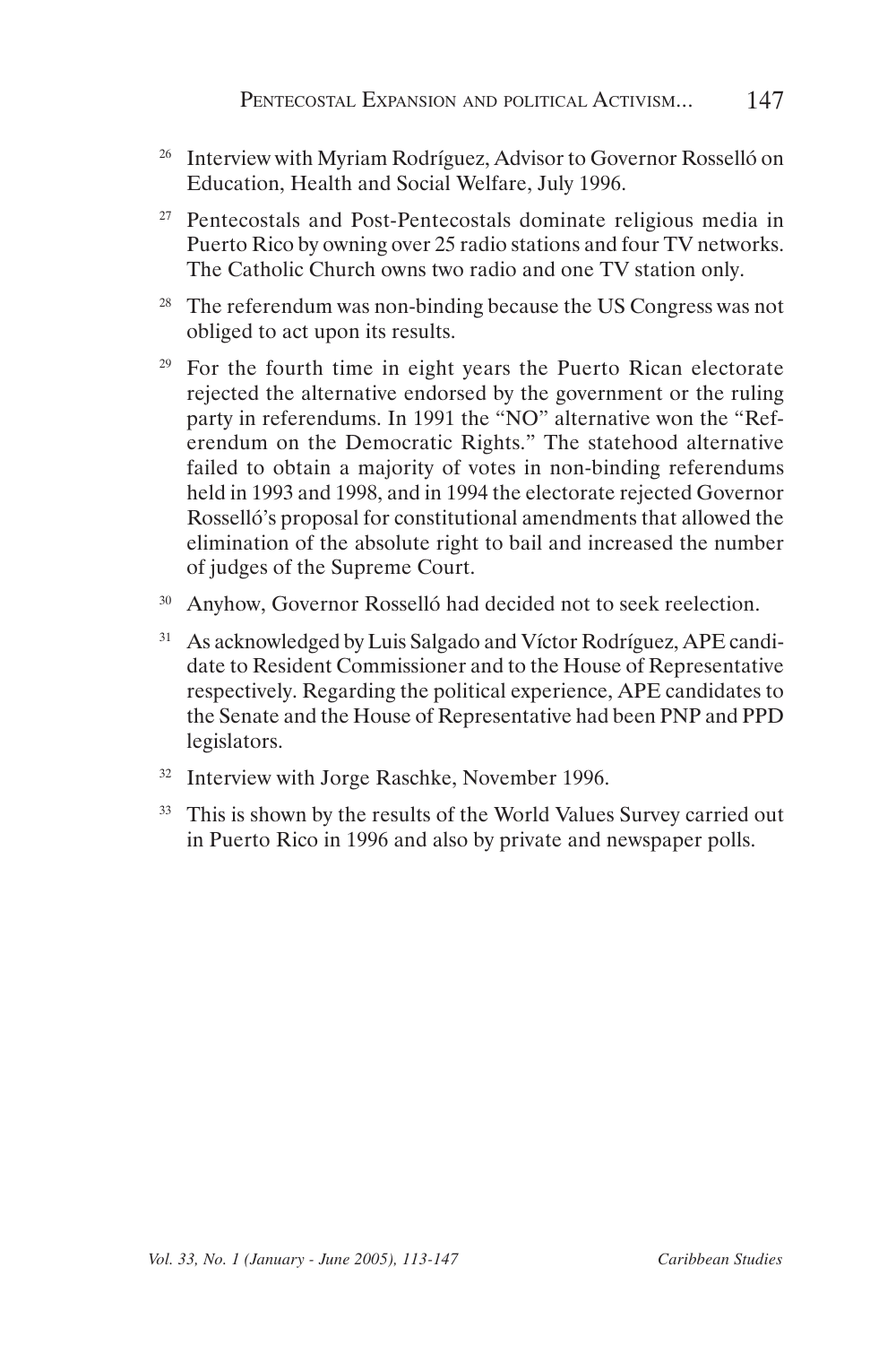[26] Interview with Myriam Rodríguez, Advisor to Governor Rosselló on Education, Health and Social Welfare, July 1996.

[27] Pentecostals and Post-Pentecostals dominate religious media in Puerto Rico by owning over 25 radio stations and four TV networks. The Catholic Church owns two radio and one TV station only.

[28] The referendum was non-binding because the US Congress was not obliged to act upon its results.

[29] For the fourth time in eight years the Puerto Rican electorate rejected the alternative endorsed by the government or the ruling party in referendums. In 1991 the "NO" alternative won the "Referendum on the Democratic Rights." The statehood alternative failed to obtain a majority of votes in non-binding referendums held in 1993 and 1998, and in 1994 the electorate rejected Governor Rosselló's proposal for constitutional amendments that allowed the elimination of the absolute right to bail and increased the number of judges of the Supreme Court.

[30] Anyhow, Governor Rosselló had decided not to seek reelection.

[31] As acknowledged by Luis Salgado and Víctor Rodríguez, APE candidate to Resident Commissioner and to the House of Representative respectively. Regarding the political experience, APE candidates to the Senate and the House of Representative had been PNP and PPD legislators.

[32] Interview with Jorge Raschke, November 1996.

[33] This is shown by the results of the World Values Survey carried out in Puerto Rico in 1996 and also by private and newspaper polls.